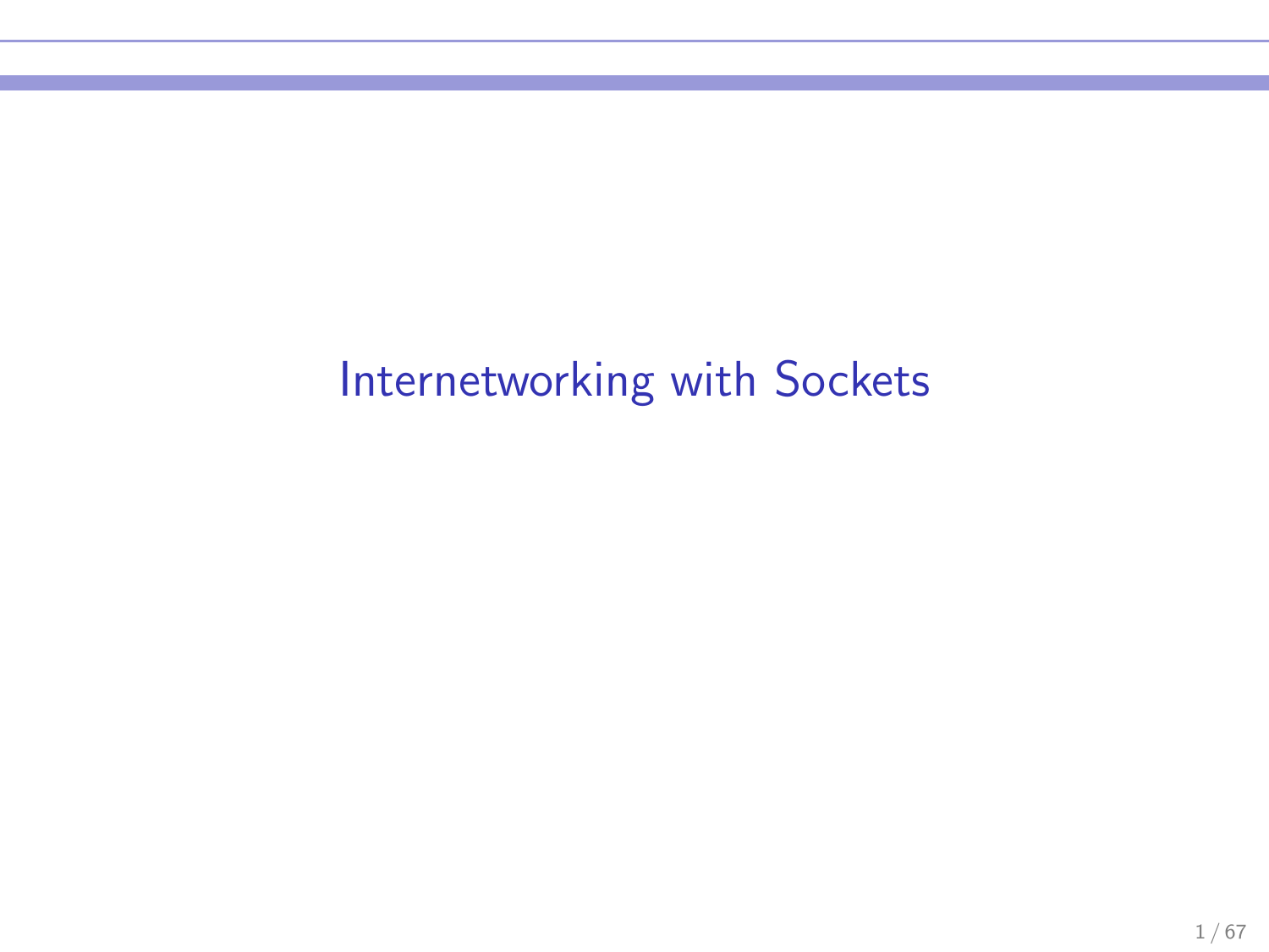# Internetworking with Sockets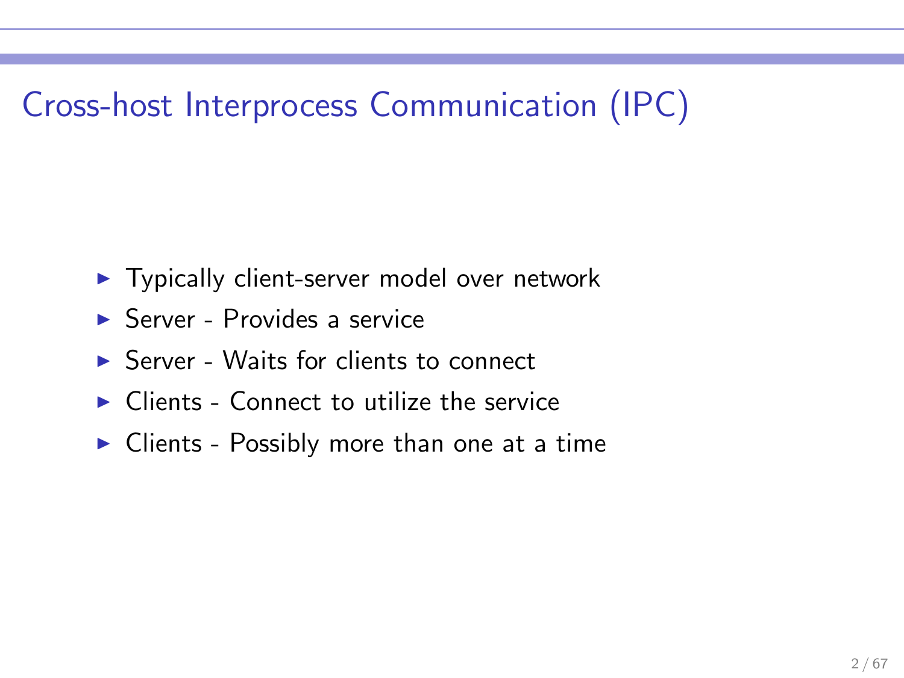# Cross-host Interprocess Communication (IPC)

- Typically client-server model over network
- Server - Provides a service
- Server - Waits for clients to connect
- Clients - Connect to utilize the service
- Clients - Possibly more than one at a time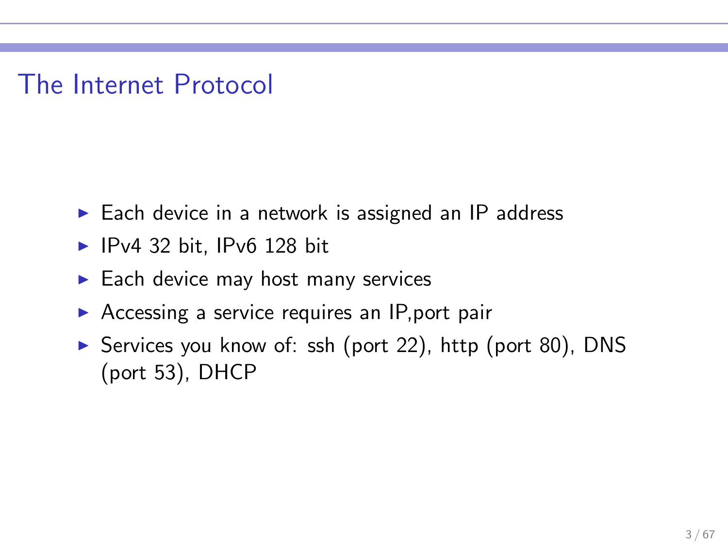# The Internet Protocol

- Each device in a network is assigned an IP address
- IPv4 32 bit, IPv6 128 bit
- Each device may host many services
- Accessing a service requires an IP,port pair
- Services you know of: ssh (port 22), http (port 80), DNS (port 53), DHCP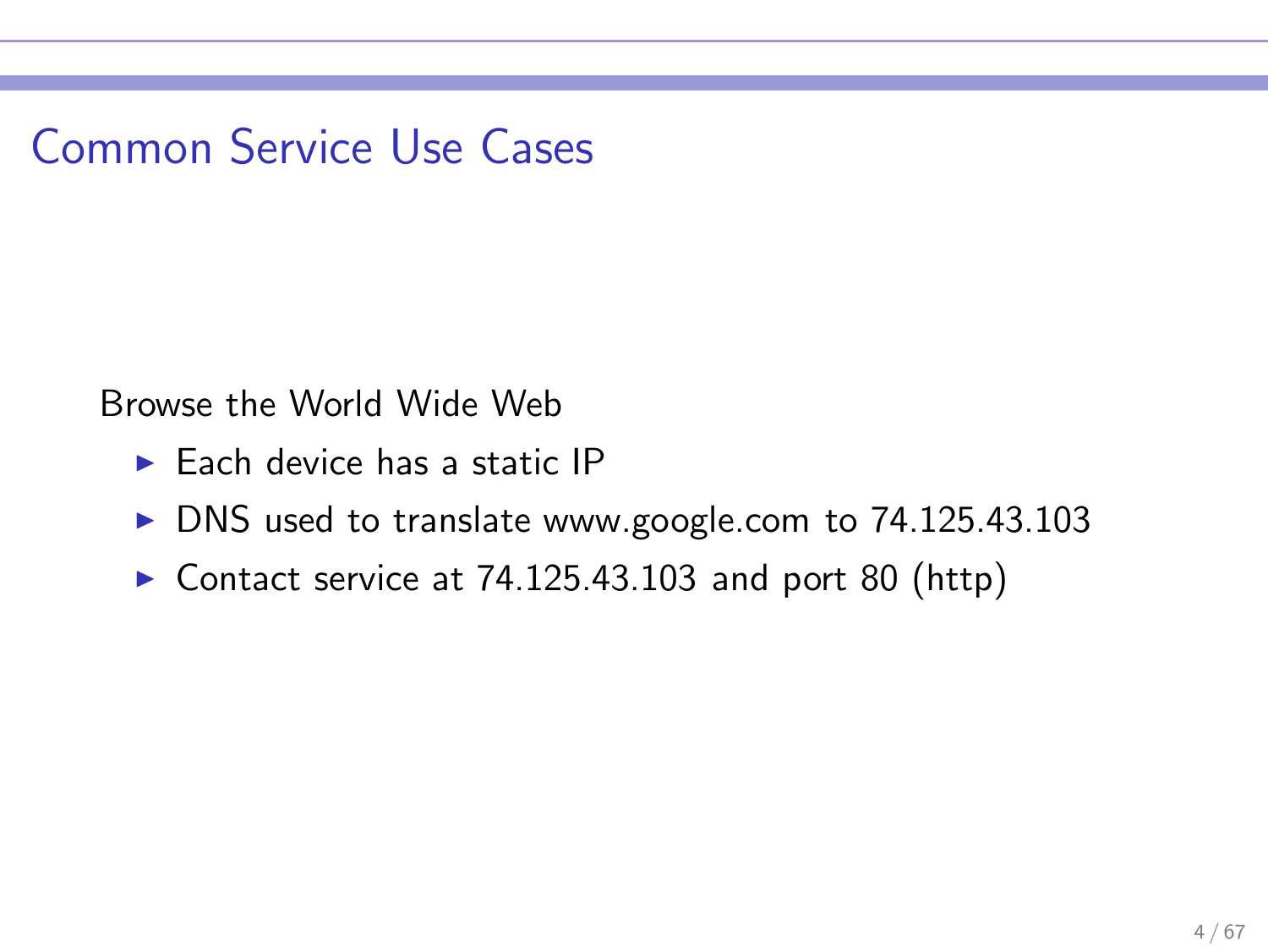# Common Service Use Cases

Browse the World Wide Web

- Each device has a static IP
- DNS used to translate www.google.com to 74.125.43.103
- Contact service at 74.125.43.103 and port 80 (http)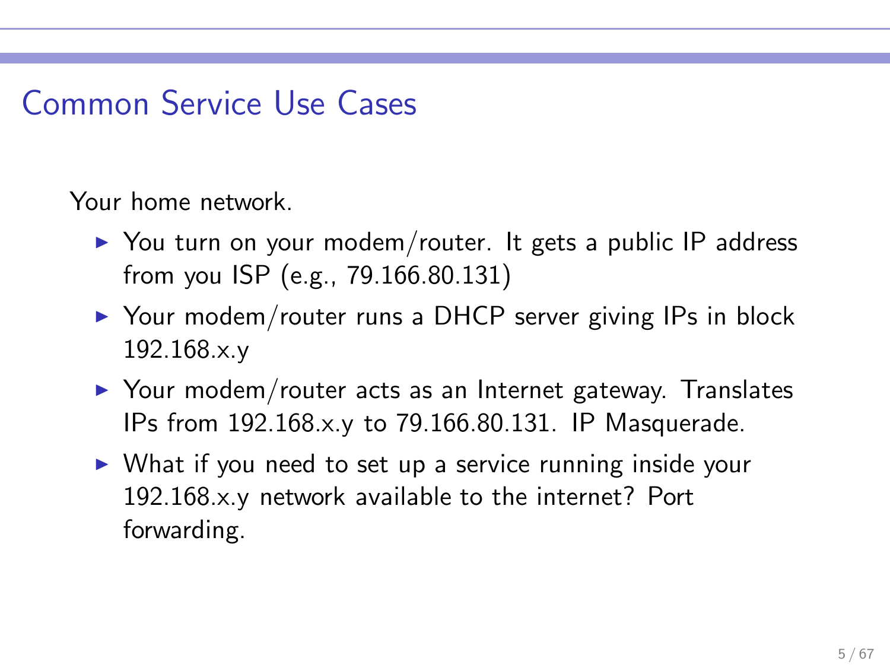# Common Service Use Cases

Your home network.

- You turn on your modem/router. It gets a public IP address from you ISP (e.g., 79.166.80.131)
- Your modem/router runs a DHCP server giving IPs in block 192.168.x.y
- Your modem/router acts as an Internet gateway. Translates IPs from 192.168.x.y to 79.166.80.131. IP Masquerade.
- What if you need to set up a service running inside your 192.168.x.y network available to the internet? Port forwarding.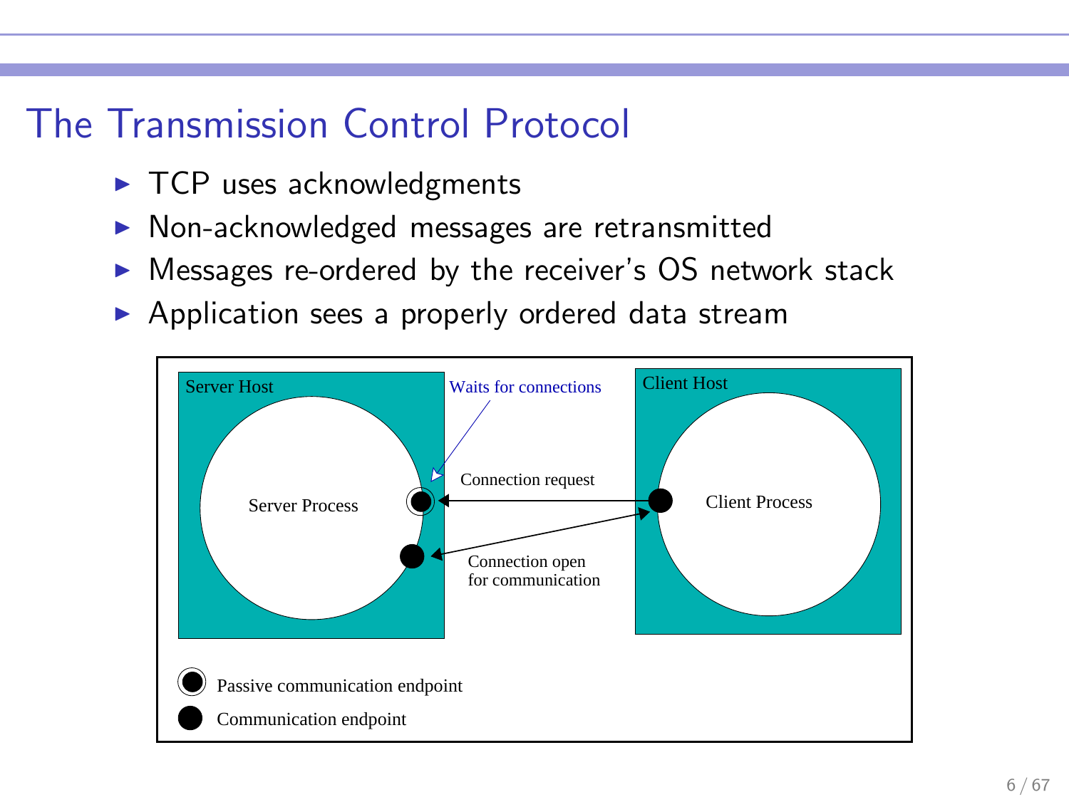# The Transmission Control Protocol

- TCP uses acknowledgments
- Non-acknowledged messages are retransmitted
- Messages re-ordered by the receiver's OS network stack
- Application sees a properly ordered data stream

Server Host

Server Process

Waits for connections

Connection request

Connection open for communication

Client Host

Client Process

Passive communication endpoint

Communication endpoint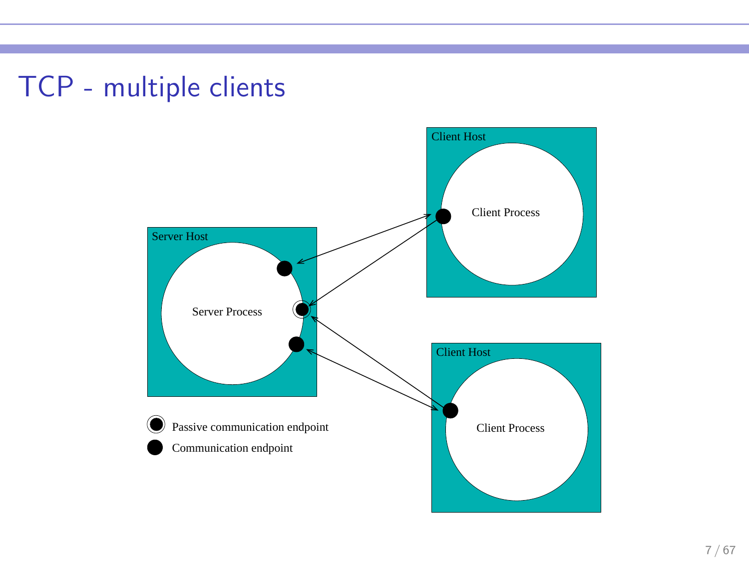# TCP - multiple clients

Server Host

Server Process

Client Host

Client Process

Client Host

Client Process

Passive communication endpoint

Communication endpoint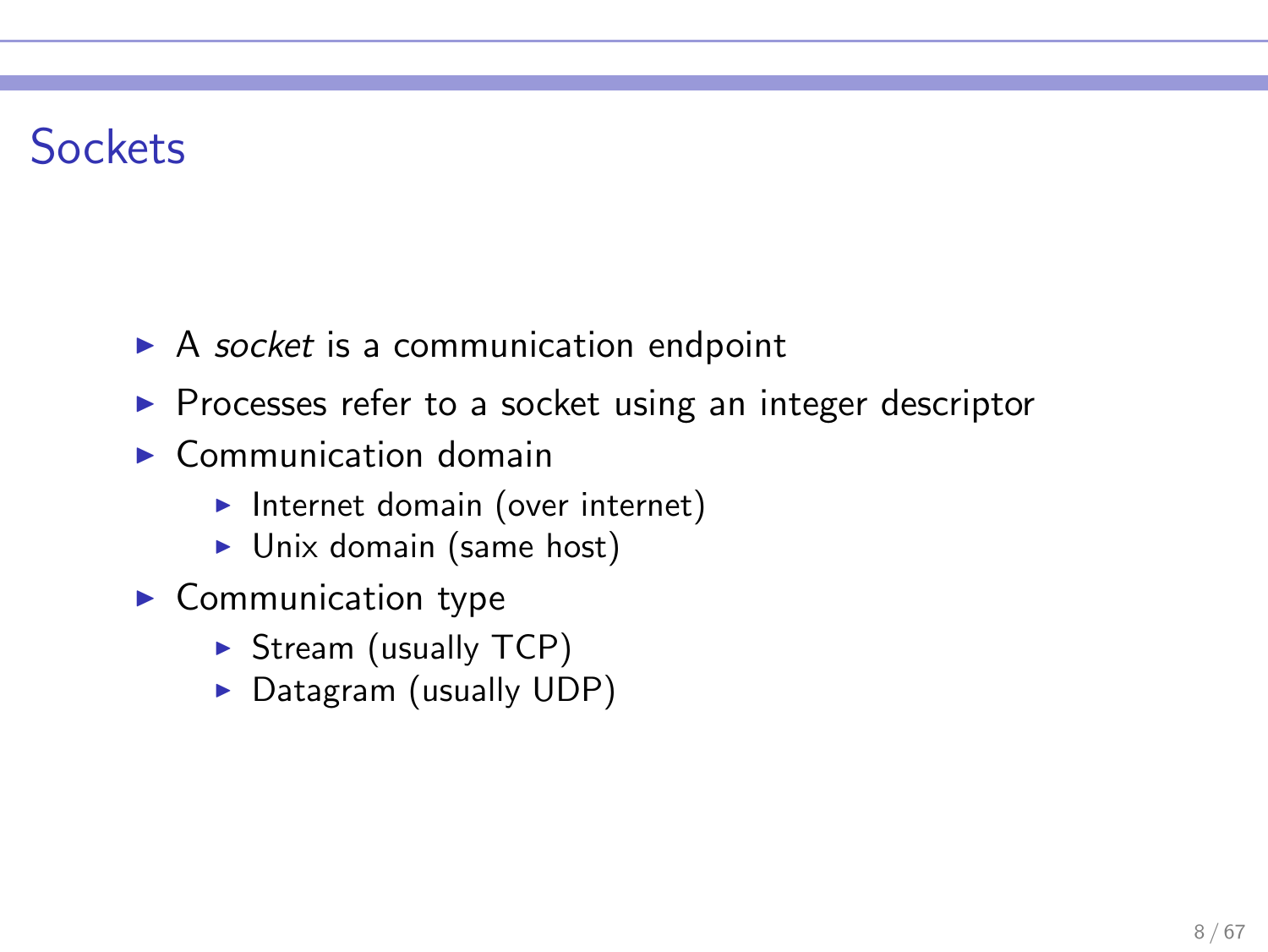# Sockets

- A *socket* is a communication endpoint
- Processes refer to a socket using an integer descriptor
- Communication domain
  - Internet domain (over internet)
  - Unix domain (same host)
- Communication type
  - Stream (usually TCP)
  - Datagram (usually UDP)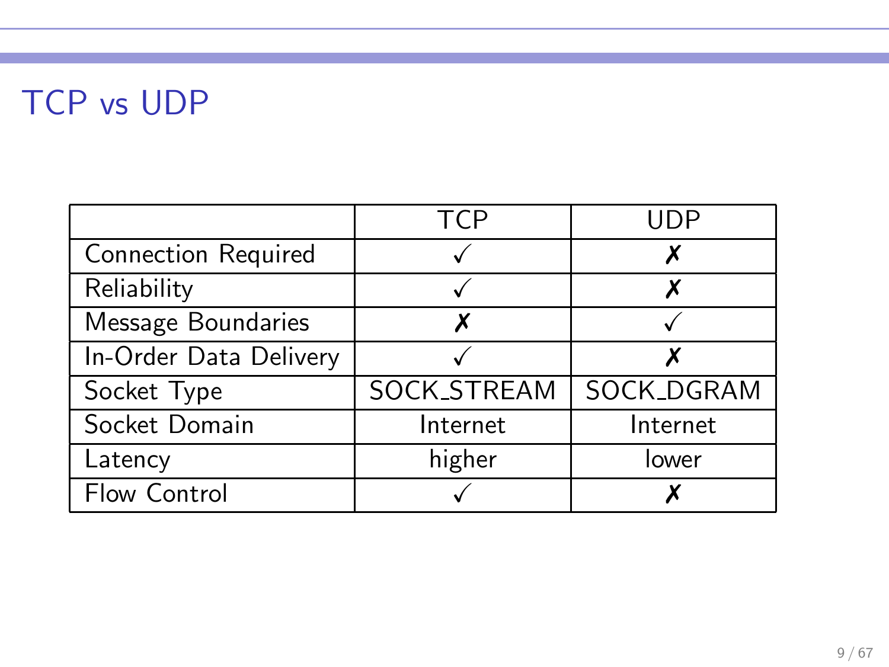# TCP vs UDP

| | TCP | UDP |
|---|---|---|
| Connection Required | ✓ | ✗ |
| Reliability | ✓ | ✗ |
| Message Boundaries | ✗ | ✓ |
| In-Order Data Delivery | ✓ | ✗ |
| Socket Type | SOCK_STREAM | SOCK_DGRAM |
| Socket Domain | Internet | Internet |
| Latency | higher | lower |
| Flow Control | ✓ | ✗ |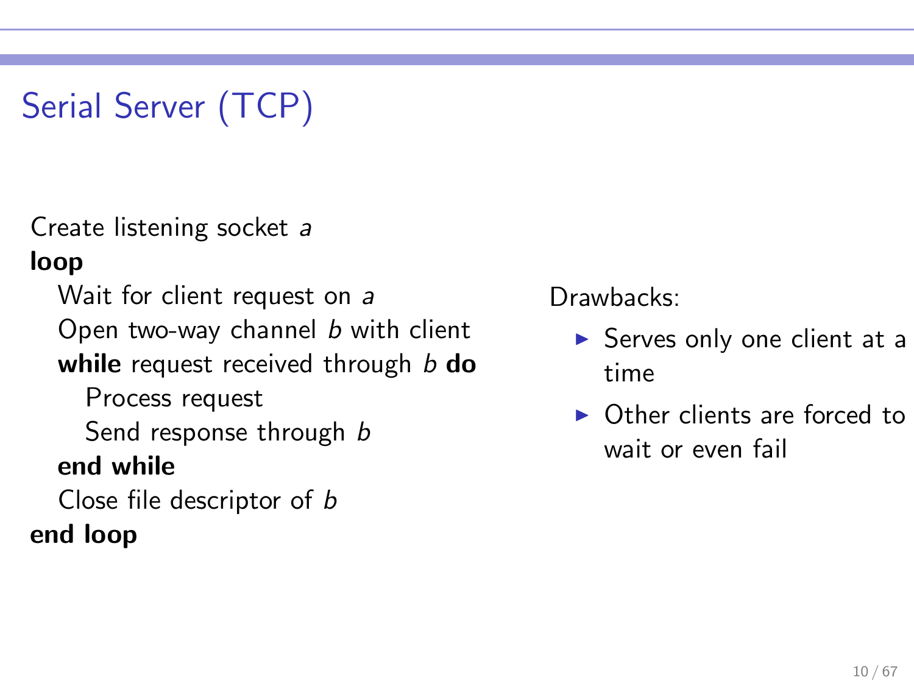# Serial Server (TCP)

Create listening socket *a*
**loop**
  Wait for client request on *a*
  Open two-way channel *b* with client
  **while** request received through *b* **do**
    Process request
    Send response through *b*
  **end while**
  Close file descriptor of *b*
**end loop**

Drawbacks:

- Serves only one client at a time
- Other clients are forced to wait or even fail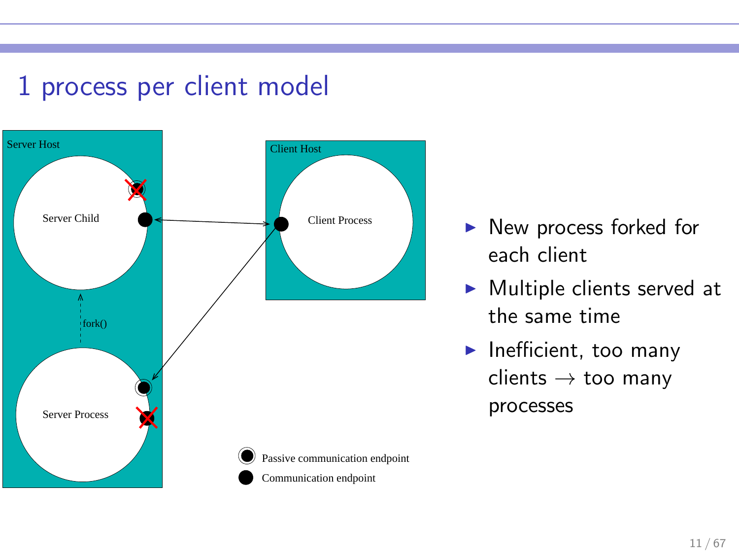# 1 process per client model

Server Host

Server Child

fork()

Server Process

Client Host

Client Process

Passive communication endpoint

Communication endpoint

- New process forked for each client
- Multiple clients served at the same time
- Inefficient, too many clients → too many processes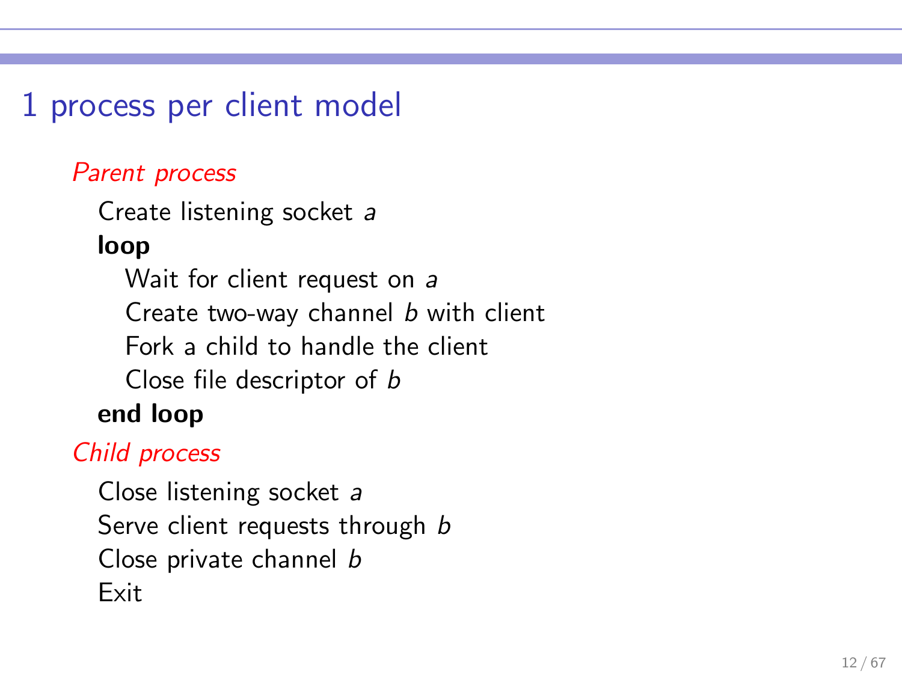# 1 process per client model

*Parent process*

Create listening socket *a*

**loop**

Wait for client request on *a*

Create two-way channel *b* with client

Fork a child to handle the client

Close file descriptor of *b*

**end loop**

*Child process*

Close listening socket *a*

Serve client requests through *b*

Close private channel *b*

Exit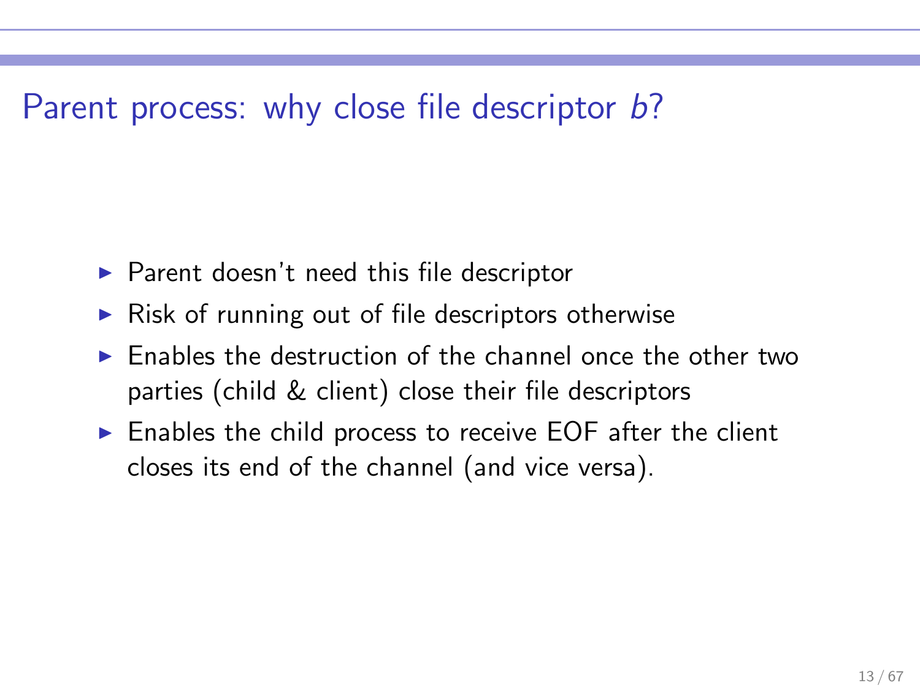# Parent process: why close file descriptor *b*?

- Parent doesn't need this file descriptor
- Risk of running out of file descriptors otherwise
- Enables the destruction of the channel once the other two parties (child & client) close their file descriptors
- Enables the child process to receive EOF after the client closes its end of the channel (and vice versa).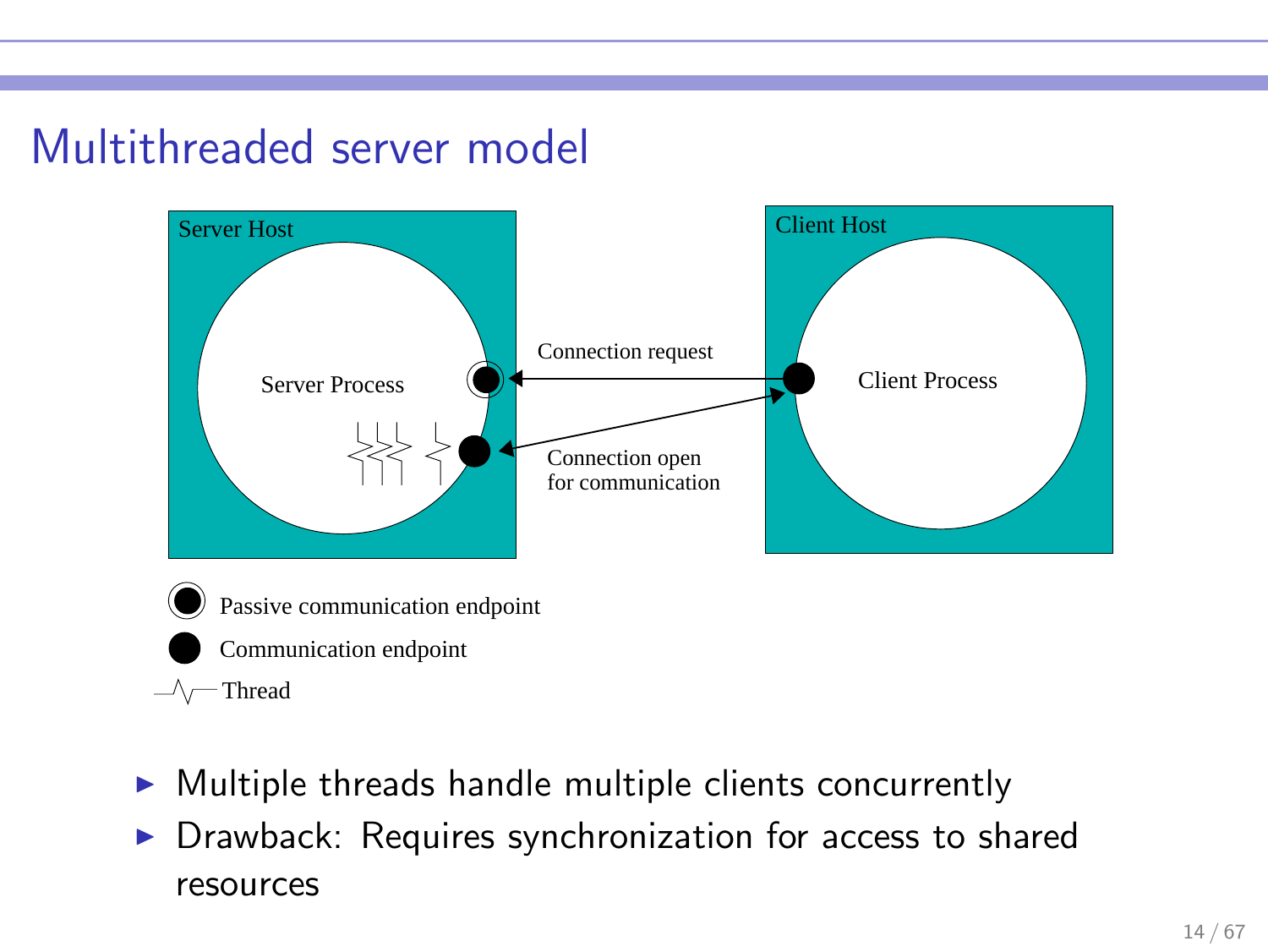# Multithreaded server model

Server Host

Server Process

Client Host

Client Process

Connection request

Connection open for communication

Passive communication endpoint

Communication endpoint

Thread

- Multiple threads handle multiple clients concurrently
- Drawback: Requires synchronization for access to shared resources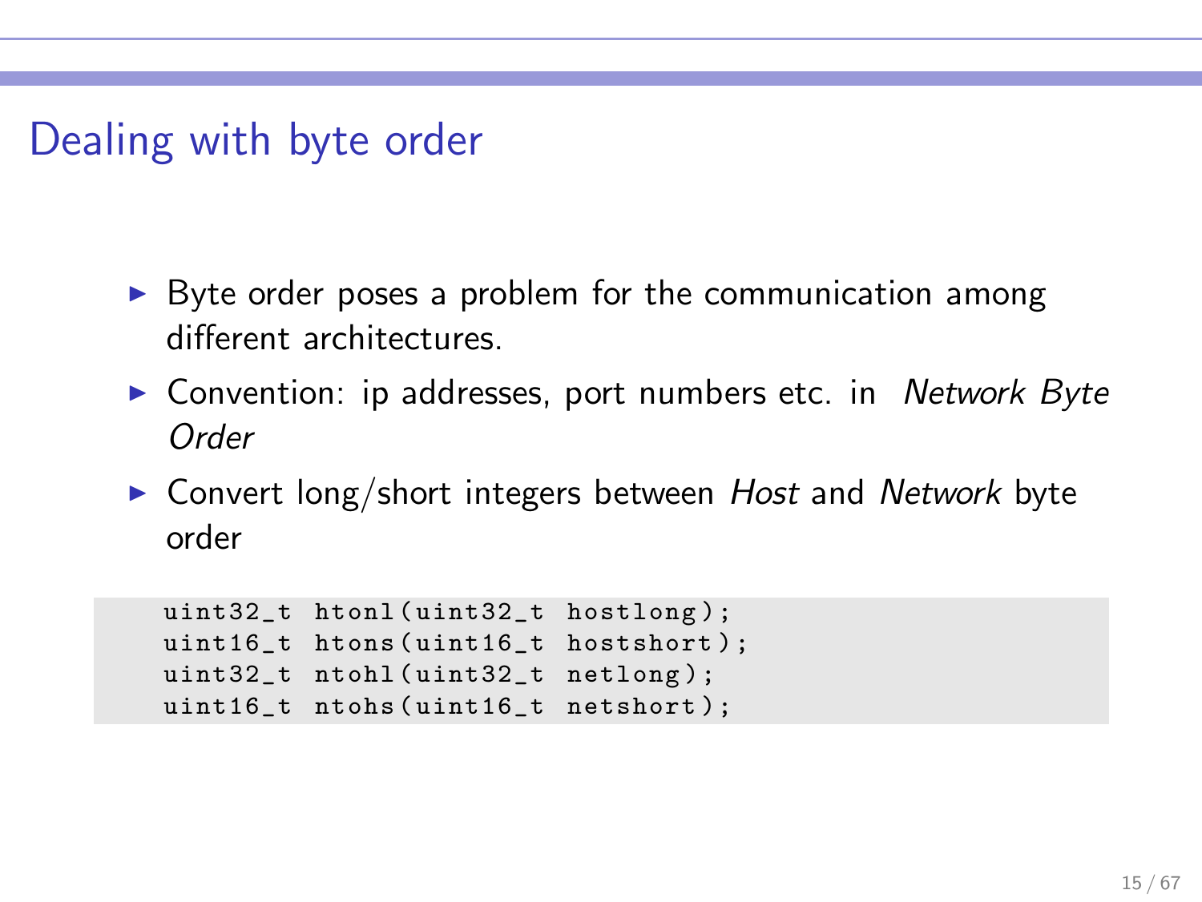# Dealing with byte order

- Byte order poses a problem for the communication among different architectures.
- Convention: ip addresses, port numbers etc. in *Network Byte Order*
- Convert long/short integers between *Host* and *Network* byte order

```
uint32_t htonl(uint32_t hostlong);
uint16_t htons(uint16_t hostshort);
uint32_t ntohl(uint32_t netlong);
uint16_t ntohs(uint16_t netshort);
```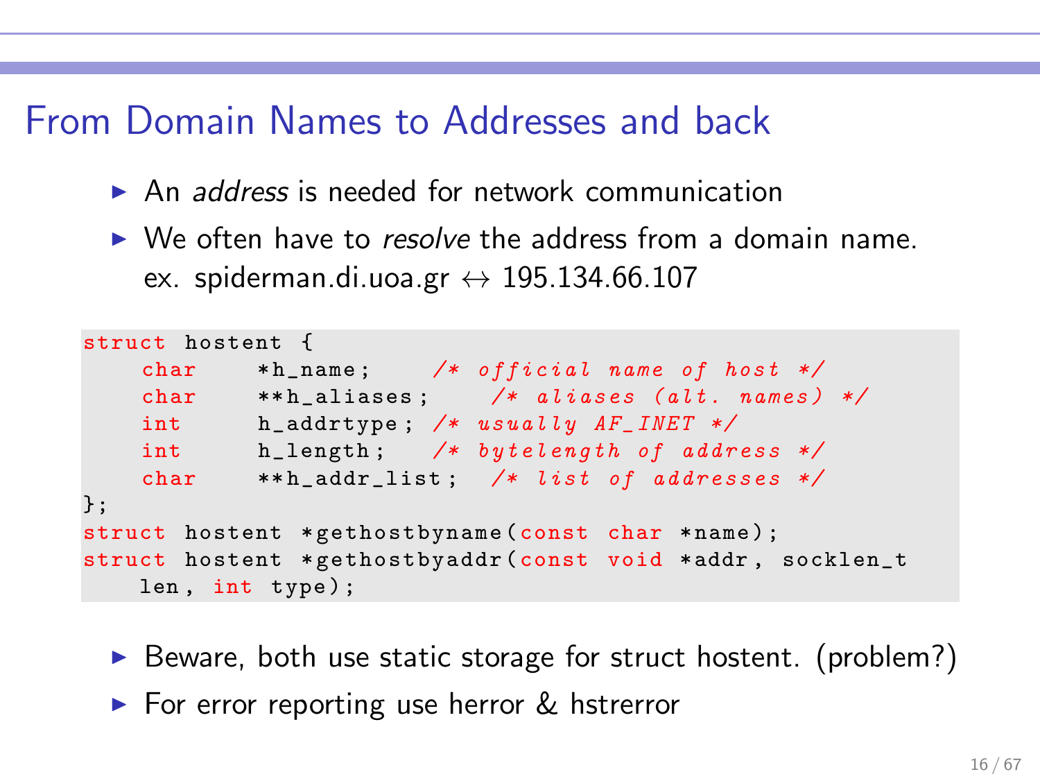# From Domain Names to Addresses and back

- An *address* is needed for network communication
- We often have to *resolve* the address from a domain name.
  ex. spiderman.di.uoa.gr $\leftrightarrow$ 195.134.66.107

```c
struct hostent {
    char    *h_name;     /* official name of host */
    char    **h_aliases;    /* aliases (alt. names) */
    int     h_addrtype; /* usually AF_INET */
    int     h_length;   /* bytelength of address */
    char    **h_addr_list;  /* list of addresses */
};
struct hostent *gethostbyname(const char *name);
struct hostent *gethostbyaddr(const void *addr, socklen_t
    len, int type);
```

- Beware, both use static storage for struct hostent. (problem?)
- For error reporting use herror & hstrerror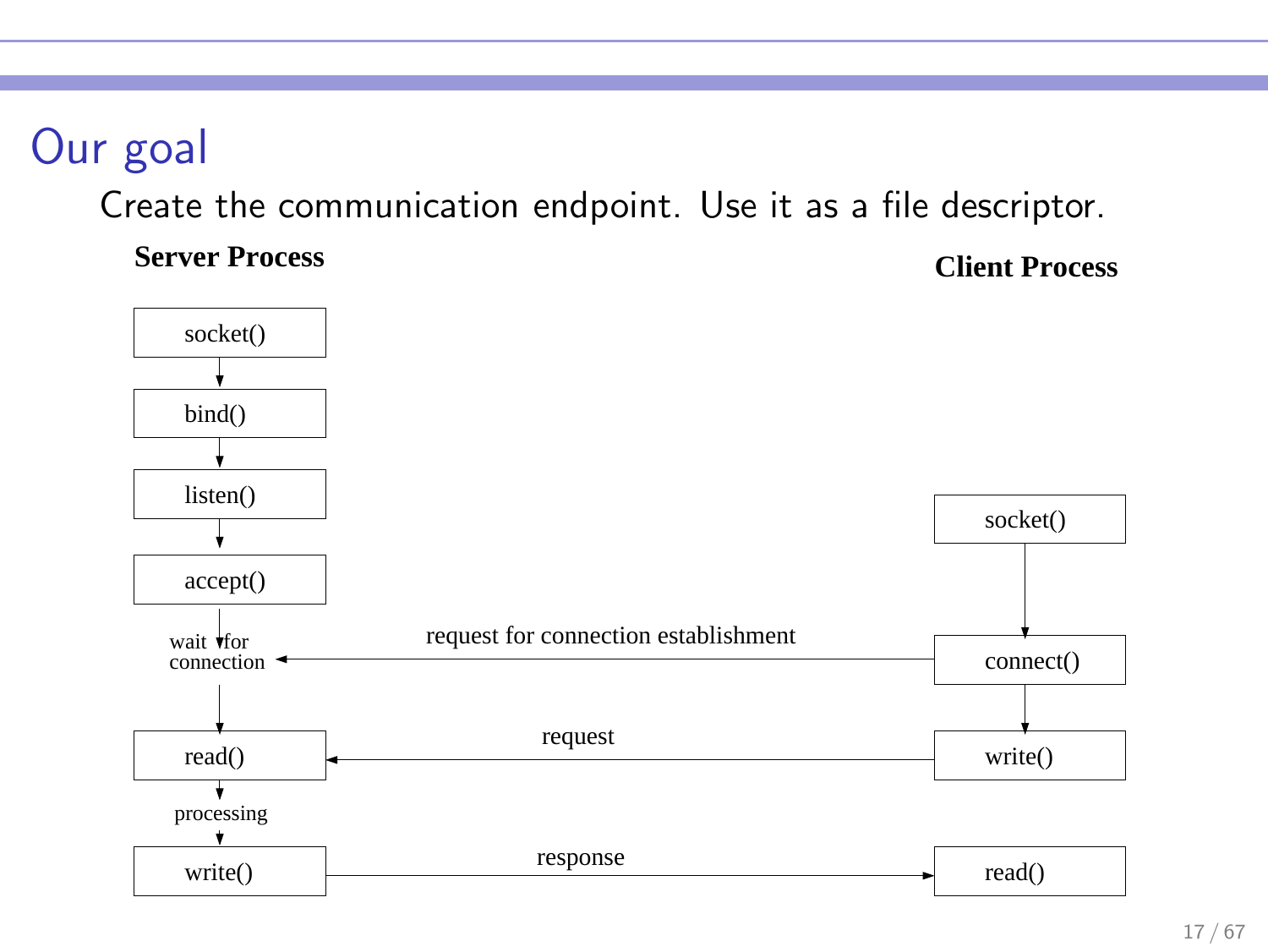# Our goal

Create the communication endpoint. Use it as a file descriptor.

**Server Process**

**Client Process**

socket()

bind()

listen()

accept()

wait for connection

read()

processing

write()

socket()

connect()

write()

read()

request for connection establishment

request

response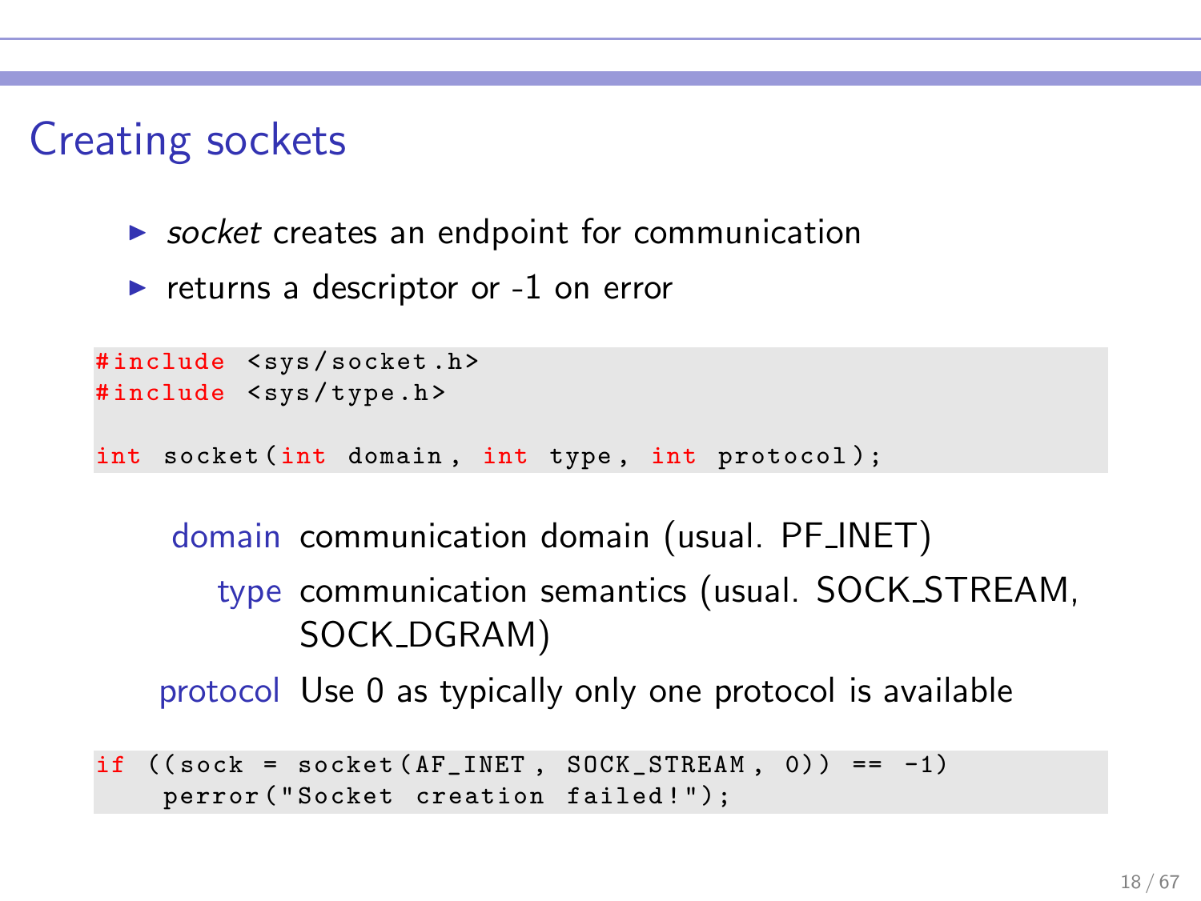# Creating sockets

- *socket* creates an endpoint for communication
- returns a descriptor or -1 on error

```c
#include <sys/socket.h>
#include <sys/type.h>

int socket(int domain, int type, int protocol);
```

**domain** communication domain (usual. PF_INET)

**type** communication semantics (usual. SOCK_STREAM, SOCK_DGRAM)

**protocol** Use 0 as typically only one protocol is available

```c
if ((sock = socket(AF_INET, SOCK_STREAM, 0)) == -1)
    perror("Socket creation failed!");
```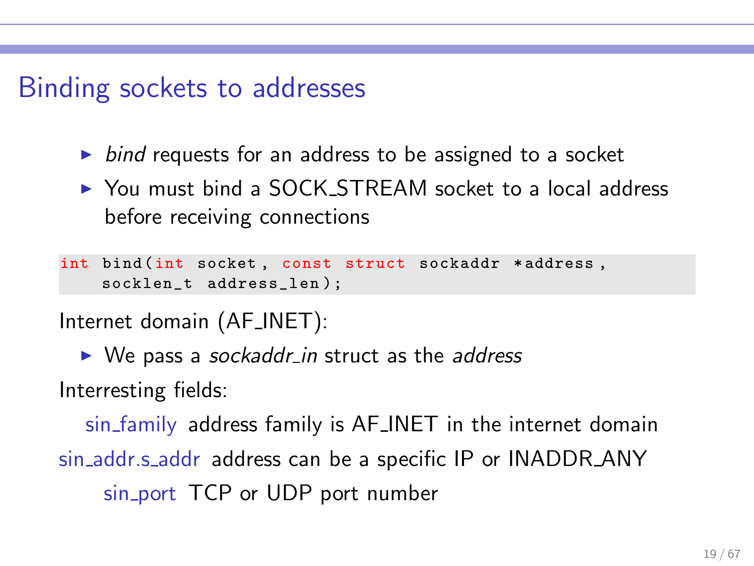# Binding sockets to addresses

- *bind* requests for an address to be assigned to a socket
- You must bind a SOCK_STREAM socket to a local address before receiving connections

```
int bind(int socket, const struct sockaddr *address,
    socklen_t address_len);
```

Internet domain (AF_INET):

- We pass a *sockaddr_in* struct as the *address*

Interresting fields:

sin_family address family is AF_INET in the internet domain

sin_addr.s_addr address can be a specific IP or INADDR_ANY

sin_port TCP or UDP port number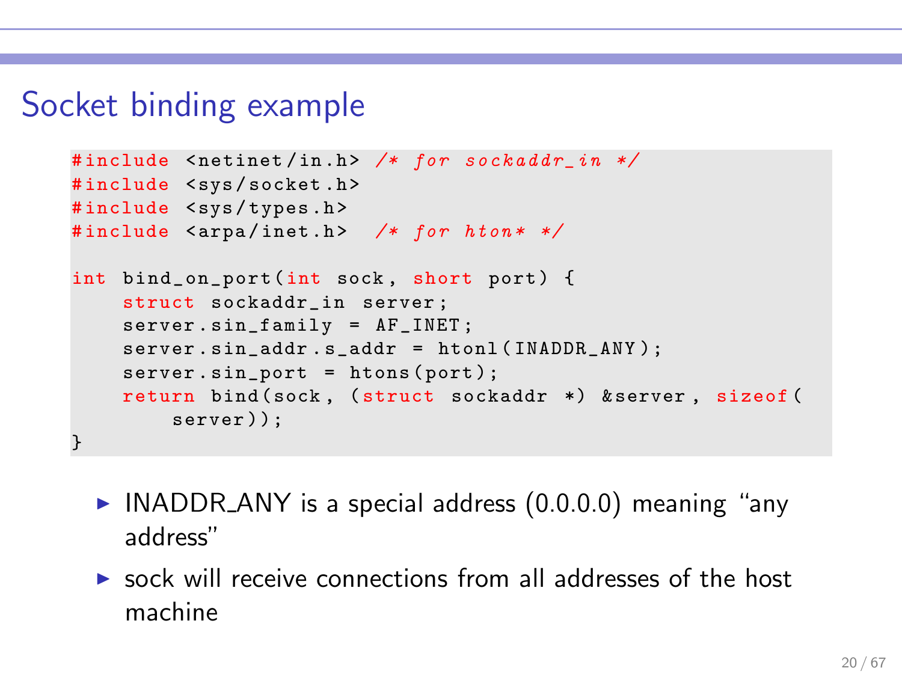# Socket binding example

```c
#include <netinet/in.h> /* for sockaddr_in */
#include <sys/socket.h>
#include <sys/types.h>
#include <arpa/inet.h>  /* for hton* */

int bind_on_port(int sock, short port) {
    struct sockaddr_in server;
    server.sin_family = AF_INET;
    server.sin_addr.s_addr = htonl(INADDR_ANY);
    server.sin_port = htons(port);
    return bind(sock, (struct sockaddr *) &server, sizeof(
        server));
}
```

- INADDR_ANY is a special address (0.0.0.0) meaning "any address"
- sock will receive connections from all addresses of the host machine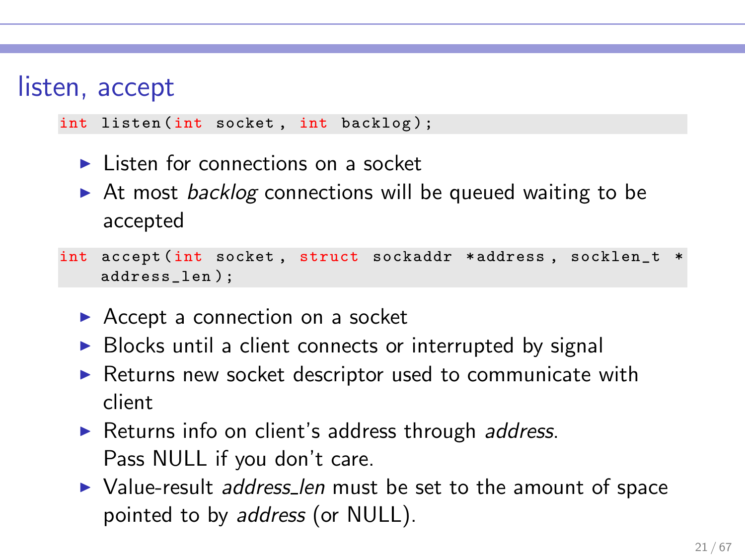# listen, accept

```
int listen(int socket, int backlog);
```

- Listen for connections on a socket
- At most *backlog* connections will be queued waiting to be accepted

```
int accept(int socket, struct sockaddr *address, socklen_t *
    address_len);
```

- Accept a connection on a socket
- Blocks until a client connects or interrupted by signal
- Returns new socket descriptor used to communicate with client
- Returns info on client's address through *address*.
  Pass NULL if you don't care.
- Value-result *address_len* must be set to the amount of space pointed to by *address* (or NULL).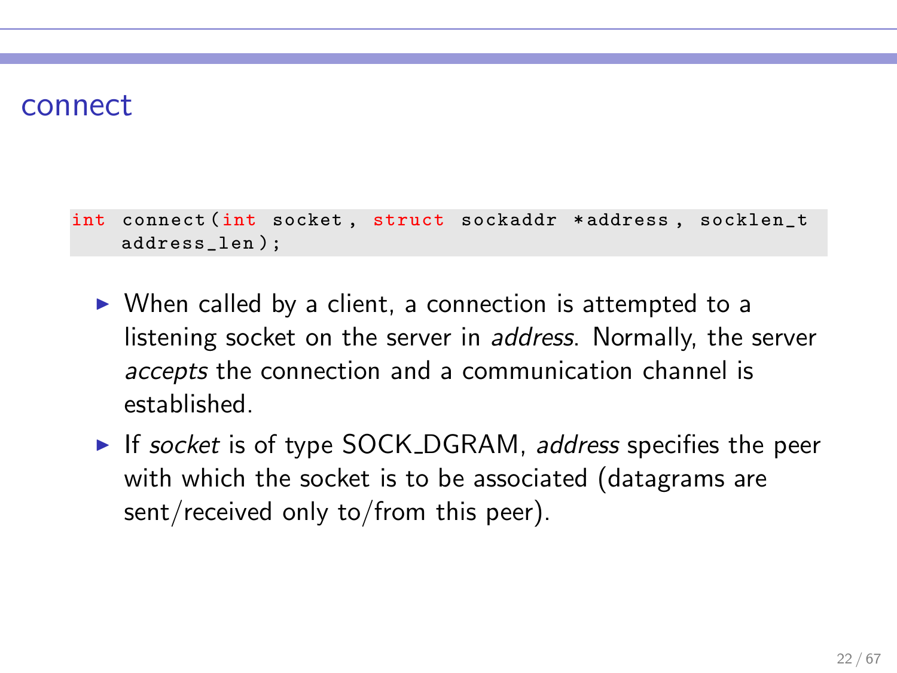# connect

```
int connect(int socket, struct sockaddr *address, socklen_t
    address_len);
```

- When called by a client, a connection is attempted to a listening socket on the server in *address*. Normally, the server *accepts* the connection and a communication channel is established.
- If *socket* is of type SOCK_DGRAM, *address* specifies the peer with which the socket is to be associated (datagrams are sent/received only to/from this peer).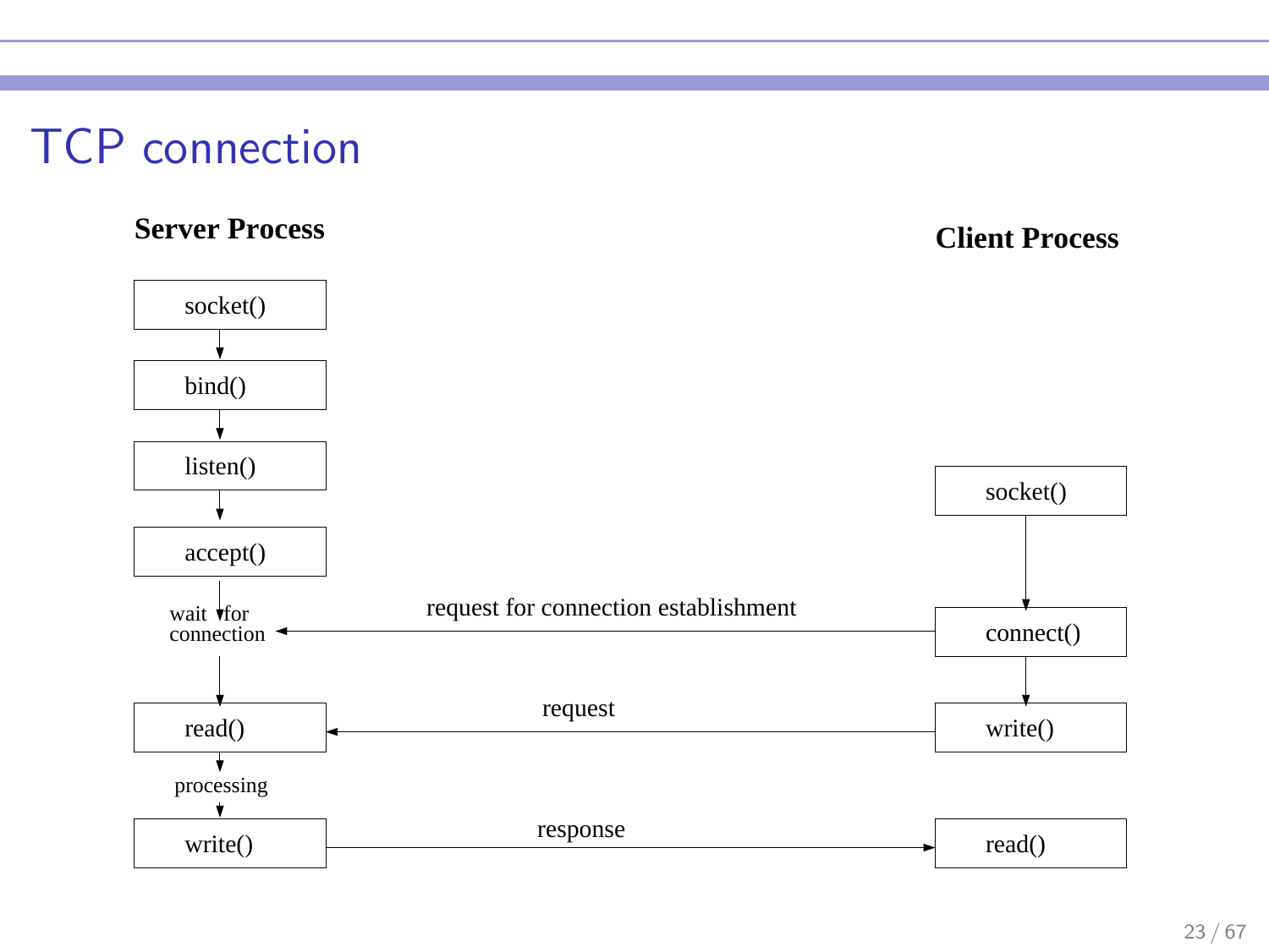# TCP connection

**Server Process**

**Client Process**

socket()

bind()

listen()

accept()

wait for connection

read()

processing

write()

socket()

connect()

write()

read()

request for connection establishment

request

response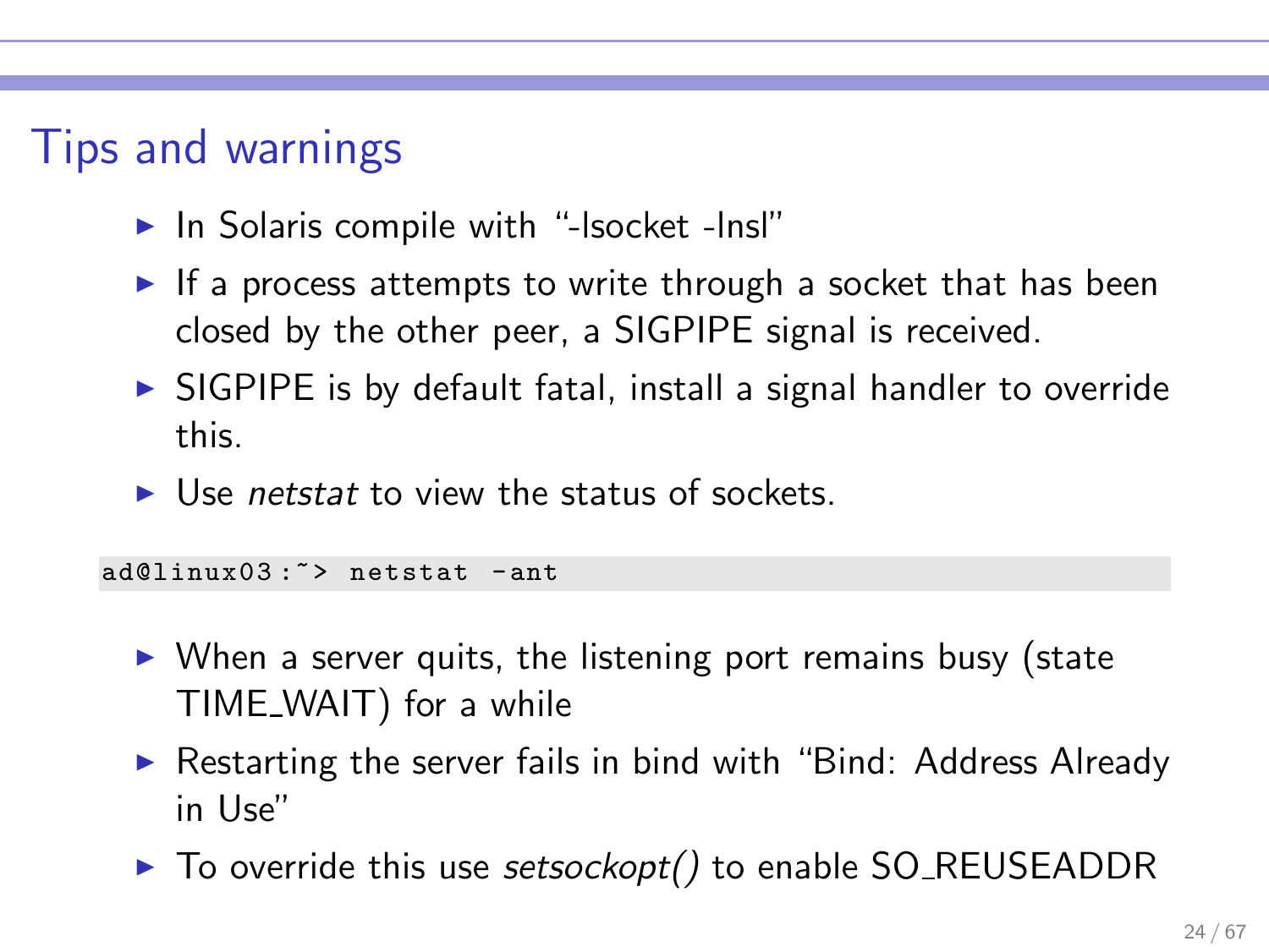# Tips and warnings

- In Solaris compile with "-lsocket -lnsl"
- If a process attempts to write through a socket that has been closed by the other peer, a SIGPIPE signal is received.
- SIGPIPE is by default fatal, install a signal handler to override this.
- Use *netstat* to view the status of sockets.

```
ad@linux03:~> netstat -ant
```

- When a server quits, the listening port remains busy (state TIME_WAIT) for a while
- Restarting the server fails in bind with "Bind: Address Already in Use"
- To override this use *setsockopt()* to enable SO_REUSEADDR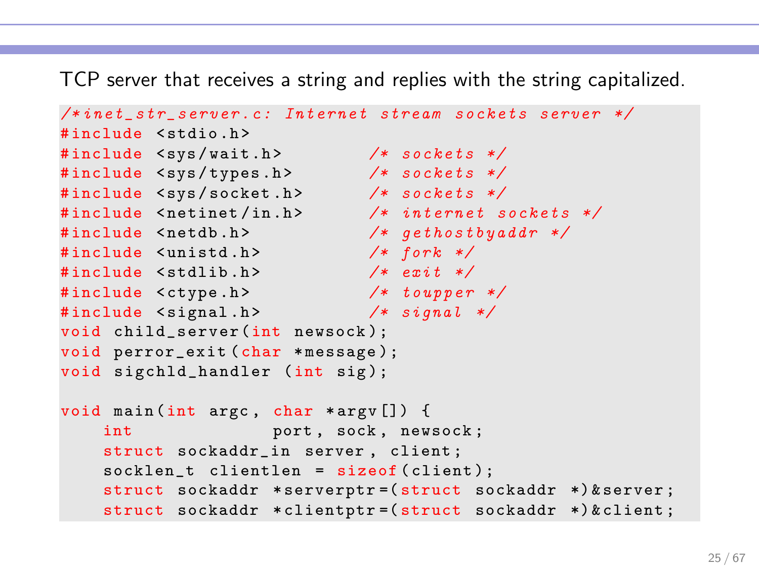TCP server that receives a string and replies with the string capitalized.

```c
/*inet_str_server.c: Internet stream sockets server */
#include <stdio.h>
#include <sys/wait.h>        /* sockets */
#include <sys/types.h>       /* sockets */
#include <sys/socket.h>      /* sockets */
#include <netinet/in.h>      /* internet sockets */
#include <netdb.h>           /* gethostbyaddr */
#include <unistd.h>          /* fork */
#include <stdlib.h>          /* exit */
#include <ctype.h>           /* toupper */
#include <signal.h>          /* signal */
void child_server(int newsock);
void perror_exit(char *message);
void sigchld_handler (int sig);

void main(int argc, char *argv[]) {
    int             port, sock, newsock;
    struct sockaddr_in server, client;
    socklen_t clientlen = sizeof(client);
    struct sockaddr *serverptr=(struct sockaddr *)&server;
    struct sockaddr *clientptr=(struct sockaddr *)&client;
```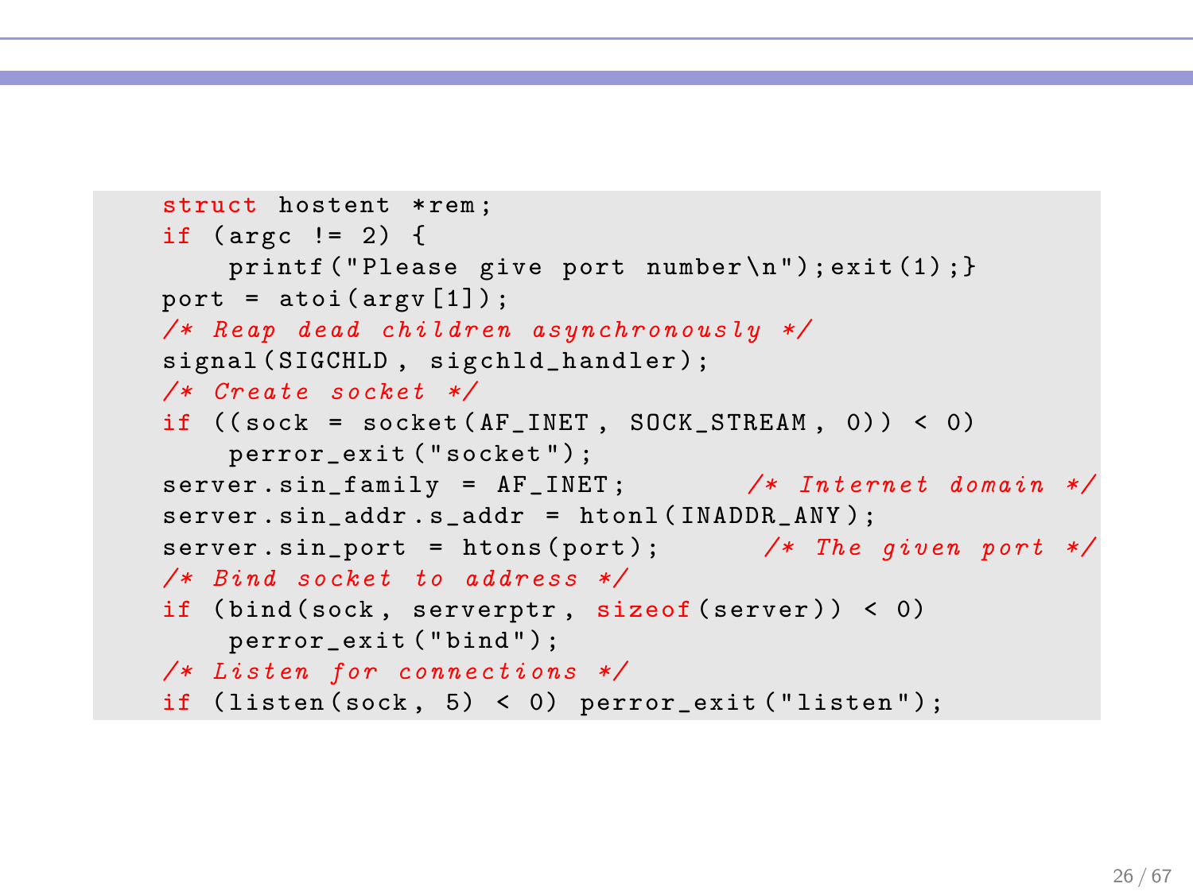```c
struct hostent *rem;
if (argc != 2) {
    printf("Please give port number\n");exit(1);}
port = atoi(argv[1]);
/* Reap dead children asynchronously */
signal(SIGCHLD, sigchld_handler);
/* Create socket */
if ((sock = socket(AF_INET, SOCK_STREAM, 0)) < 0)
    perror_exit("socket");
server.sin_family = AF_INET;       /* Internet domain */
server.sin_addr.s_addr = htonl(INADDR_ANY);
server.sin_port = htons(port);      /* The given port */
/* Bind socket to address */
if (bind(sock, serverptr, sizeof(server)) < 0)
    perror_exit("bind");
/* Listen for connections */
if (listen(sock, 5) < 0) perror_exit("listen");
```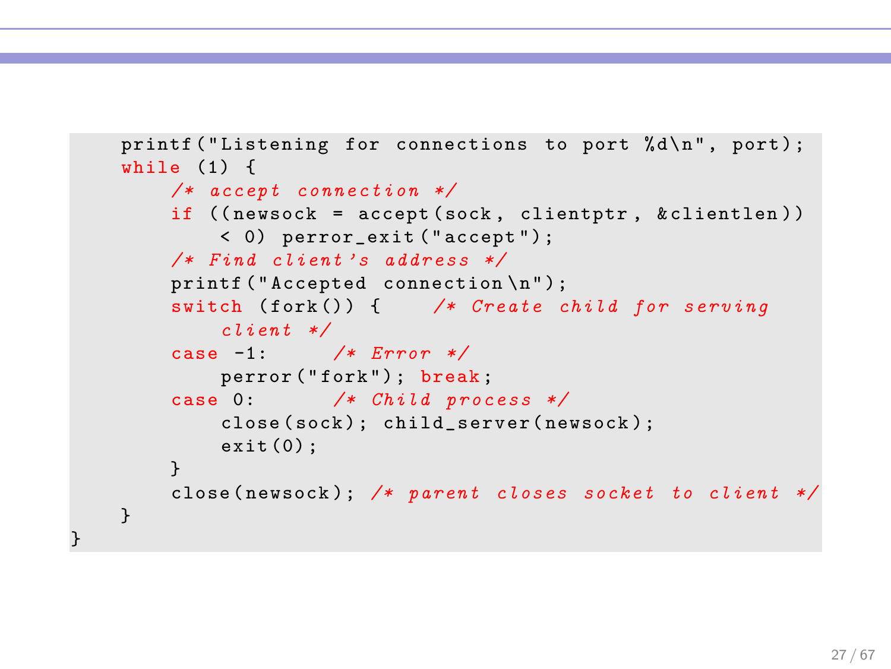```
    printf("Listening for connections to port %d\n", port);
    while (1) {
        /* accept connection */
        if ((newsock = accept(sock, clientptr, &clientlen))
            < 0) perror_exit("accept");
        /* Find client's address */
        printf("Accepted connection\n");
        switch (fork()) {    /* Create child for serving
            client */
        case -1:     /* Error */
            perror("fork"); break;
        case 0:      /* Child process */
            close(sock); child_server(newsock);
            exit(0);
        }
        close(newsock); /* parent closes socket to client */
    }
}
```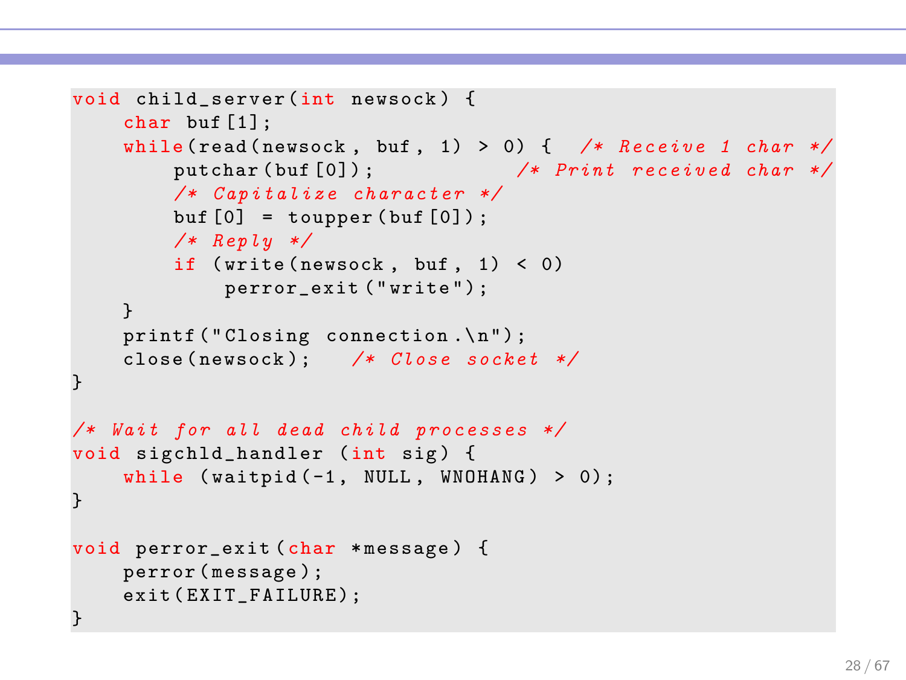```c
void child_server(int newsock) {
    char buf[1];
    while(read(newsock, buf, 1) > 0) {  /* Receive 1 char */
        putchar(buf[0]);                /* Print received char */
        /* Capitalize character */
        buf[0] = toupper(buf[0]);
        /* Reply */
        if (write(newsock, buf, 1) < 0)
            perror_exit("write");
    }
    printf("Closing connection.\n");
    close(newsock);   /* Close socket */
}

/* Wait for all dead child processes */
void sigchld_handler (int sig) {
    while (waitpid(-1, NULL, WNOHANG) > 0);
}

void perror_exit(char *message) {
    perror(message);
    exit(EXIT_FAILURE);
}
```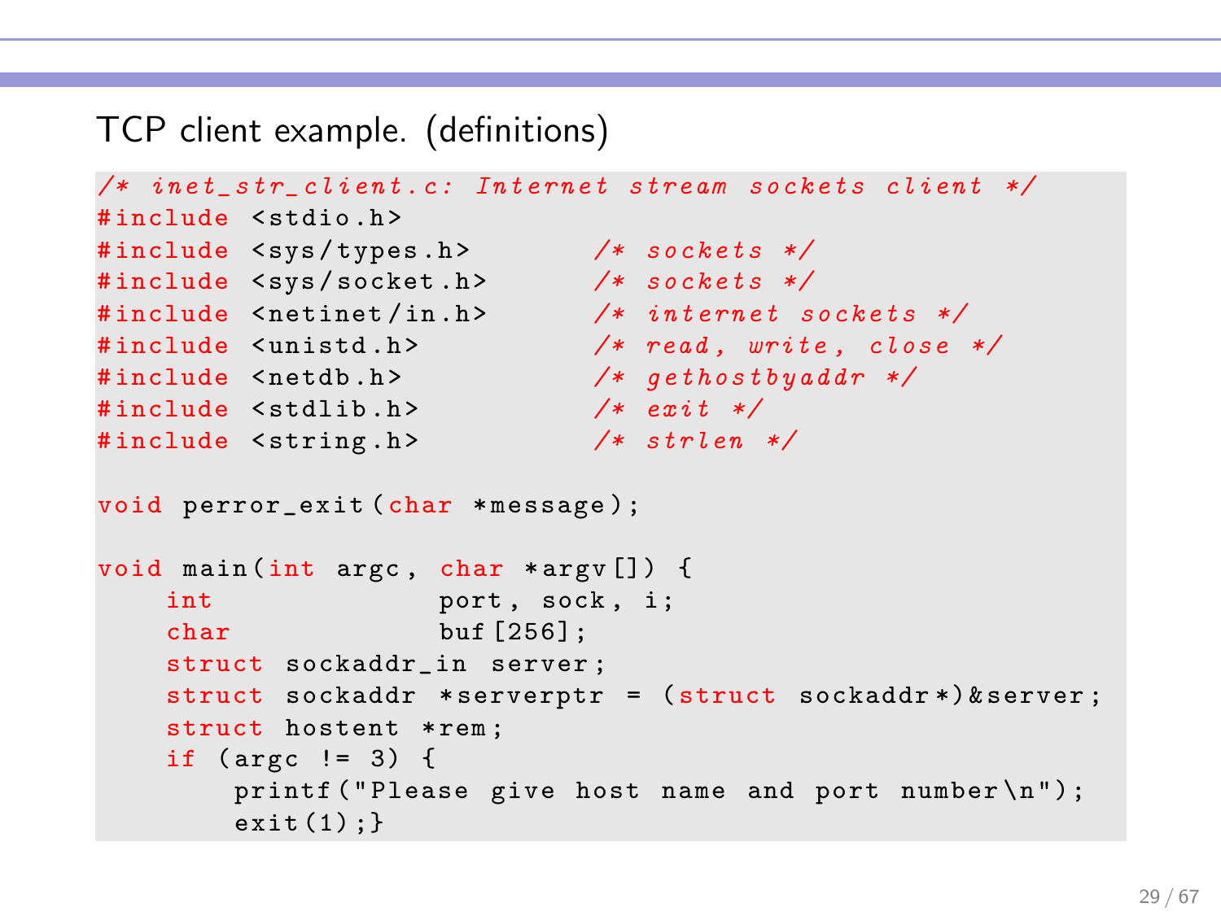## TCP client example. (definitions)

```c
/* inet_str_client.c: Internet stream sockets client */
#include <stdio.h>
#include <sys/types.h>         /* sockets */
#include <sys/socket.h>        /* sockets */
#include <netinet/in.h>        /* internet sockets */
#include <unistd.h>            /* read, write, close */
#include <netdb.h>             /* gethostbyaddr */
#include <stdlib.h>            /* exit */
#include <string.h>            /* strlen */

void perror_exit(char *message);

void main(int argc, char *argv[]) {
    int             port, sock, i;
    char            buf[256];
    struct sockaddr_in server;
    struct sockaddr *serverptr = (struct sockaddr*)&server;
    struct hostent *rem;
    if (argc != 3) {
        printf("Please give host name and port number\n");
        exit(1);}
```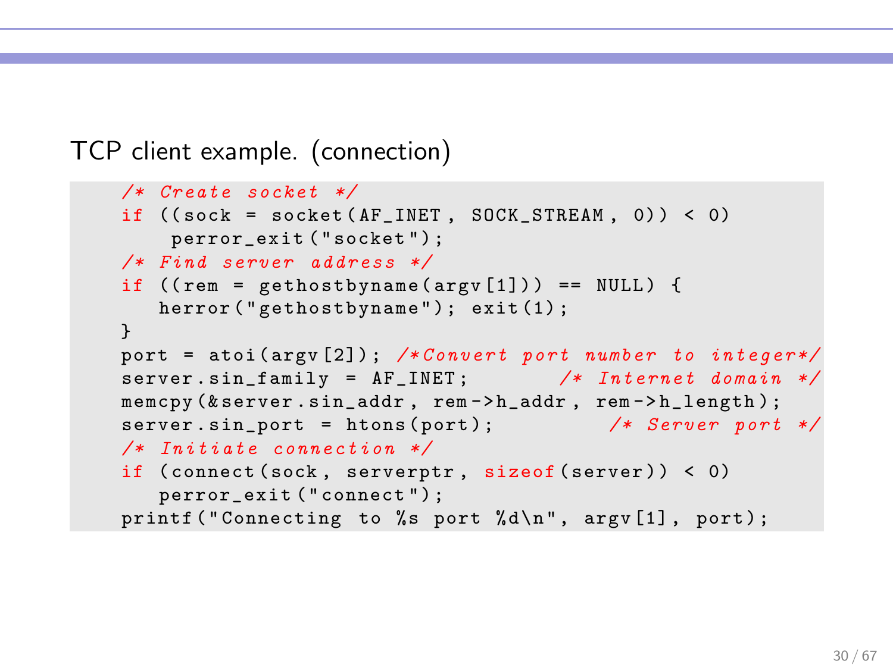TCP client example. (connection)

```
/* Create socket */
if ((sock = socket(AF_INET, SOCK_STREAM, 0)) < 0)
     perror_exit("socket");
/* Find server address */
if ((rem = gethostbyname(argv[1])) == NULL) {
   herror("gethostbyname"); exit(1);
}
port = atoi(argv[2]); /*Convert port number to integer*/
server.sin_family = AF_INET;       /* Internet domain */
memcpy(&server.sin_addr, rem->h_addr, rem->h_length);
server.sin_port = htons(port);         /* Server port */
/* Initiate connection */
if (connect(sock, serverptr, sizeof(server)) < 0)
   perror_exit("connect");
printf("Connecting to %s port %d\n", argv[1], port);
```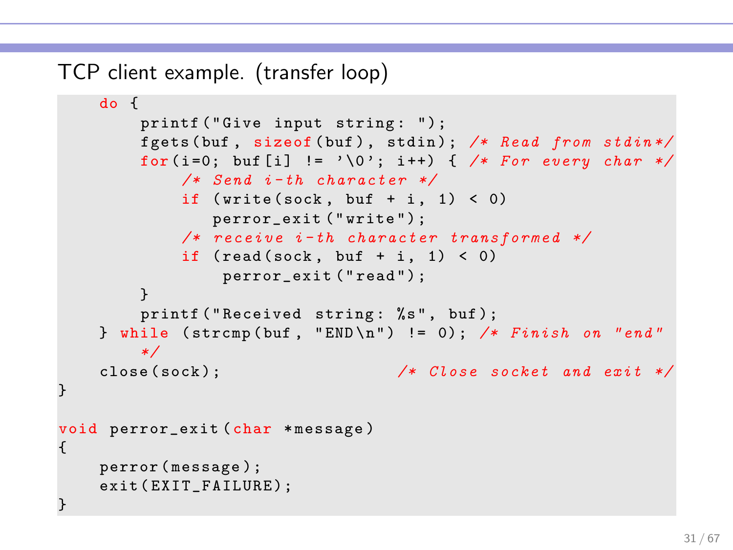## TCP client example. (transfer loop)

```c
    do {
        printf("Give input string: ");
        fgets(buf, sizeof(buf), stdin); /* Read from stdin*/
        for(i=0; buf[i] != '\0'; i++) { /* For every char */
            /* Send i-th character */
            if (write(sock, buf + i, 1) < 0)
                perror_exit("write");
            /* receive i-th character transformed */
            if (read(sock, buf + i, 1) < 0)
                 perror_exit("read");
        }
        printf("Received string: %s", buf);
    } while (strcmp(buf, "END\n") != 0); /* Finish on "end"
        */
    close(sock);                        /* Close socket and exit */
}

void perror_exit(char *message)
{
    perror(message);
    exit(EXIT_FAILURE);
}
```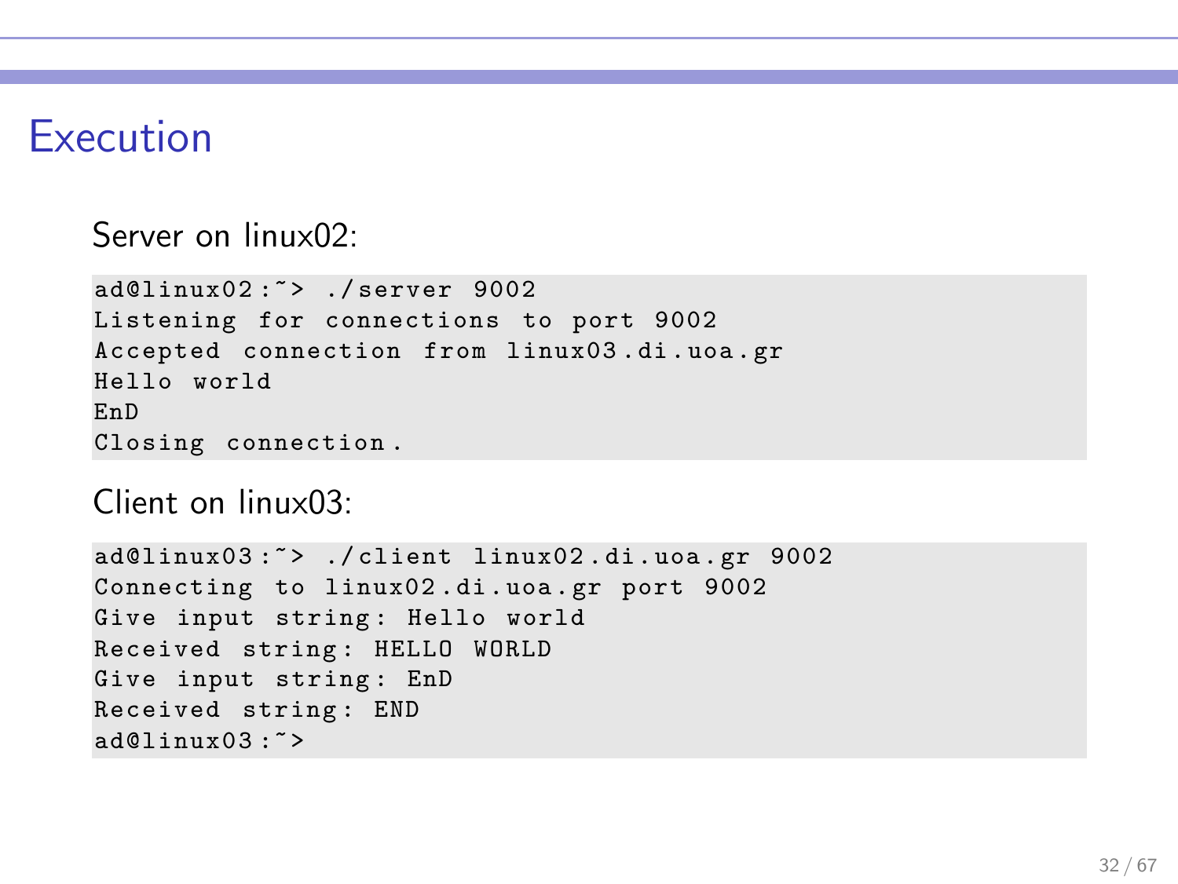# Execution

Server on linux02:

```
ad@linux02:~> ./server 9002
Listening for connections to port 9002
Accepted connection from linux03.di.uoa.gr
Hello world
EnD
Closing connection.
```

Client on linux03:

```
ad@linux03:~> ./client linux02.di.uoa.gr 9002
Connecting to linux02.di.uoa.gr port 9002
Give input string: Hello world
Received string: HELLO WORLD
Give input string: EnD
Received string: END
ad@linux03:~>
```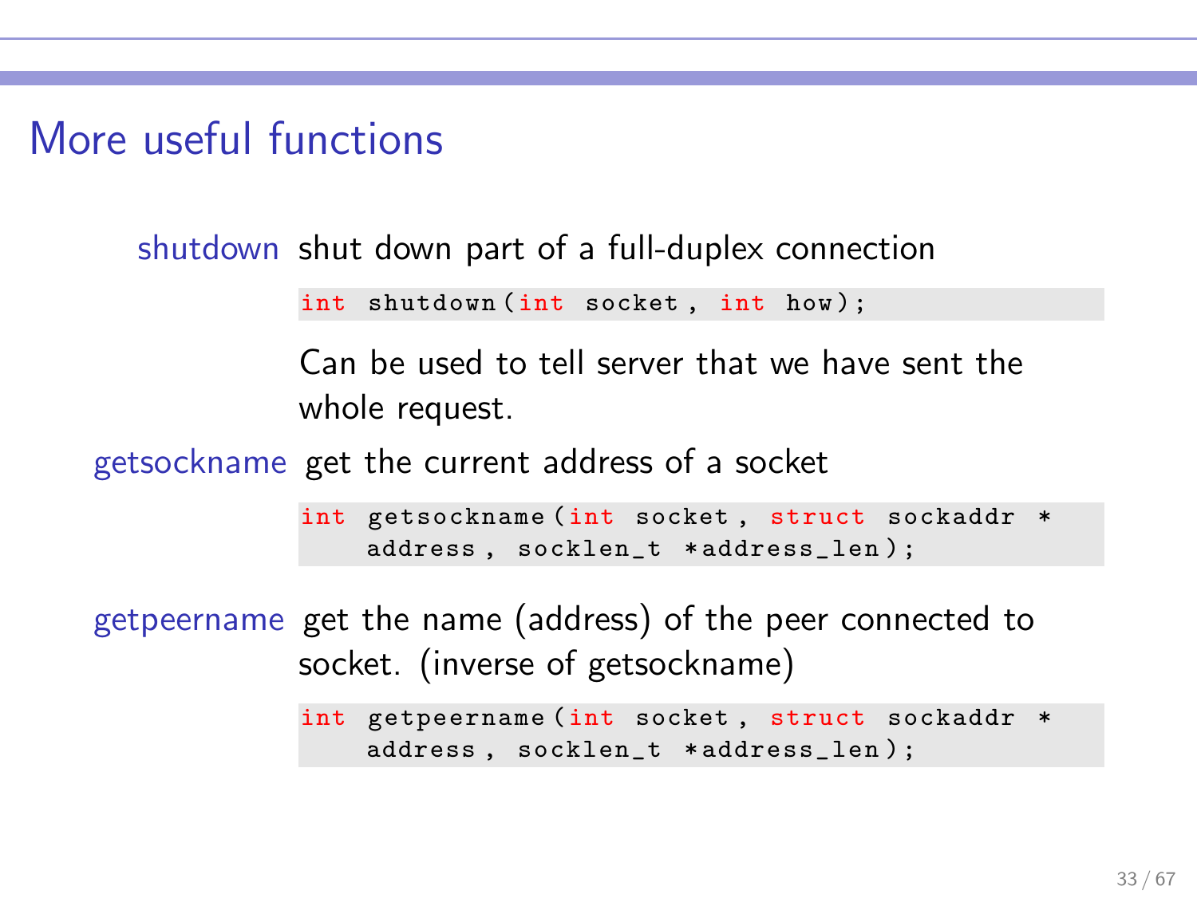# More useful functions

**shutdown** shut down part of a full-duplex connection

```
int shutdown(int socket, int how);
```

Can be used to tell server that we have sent the whole request.

**getsockname** get the current address of a socket

```
int getsockname(int socket, struct sockaddr *
    address, socklen_t *address_len);
```

**getpeername** get the name (address) of the peer connected to socket. (inverse of getsockname)

```
int getpeername(int socket, struct sockaddr *
    address, socklen_t *address_len);
```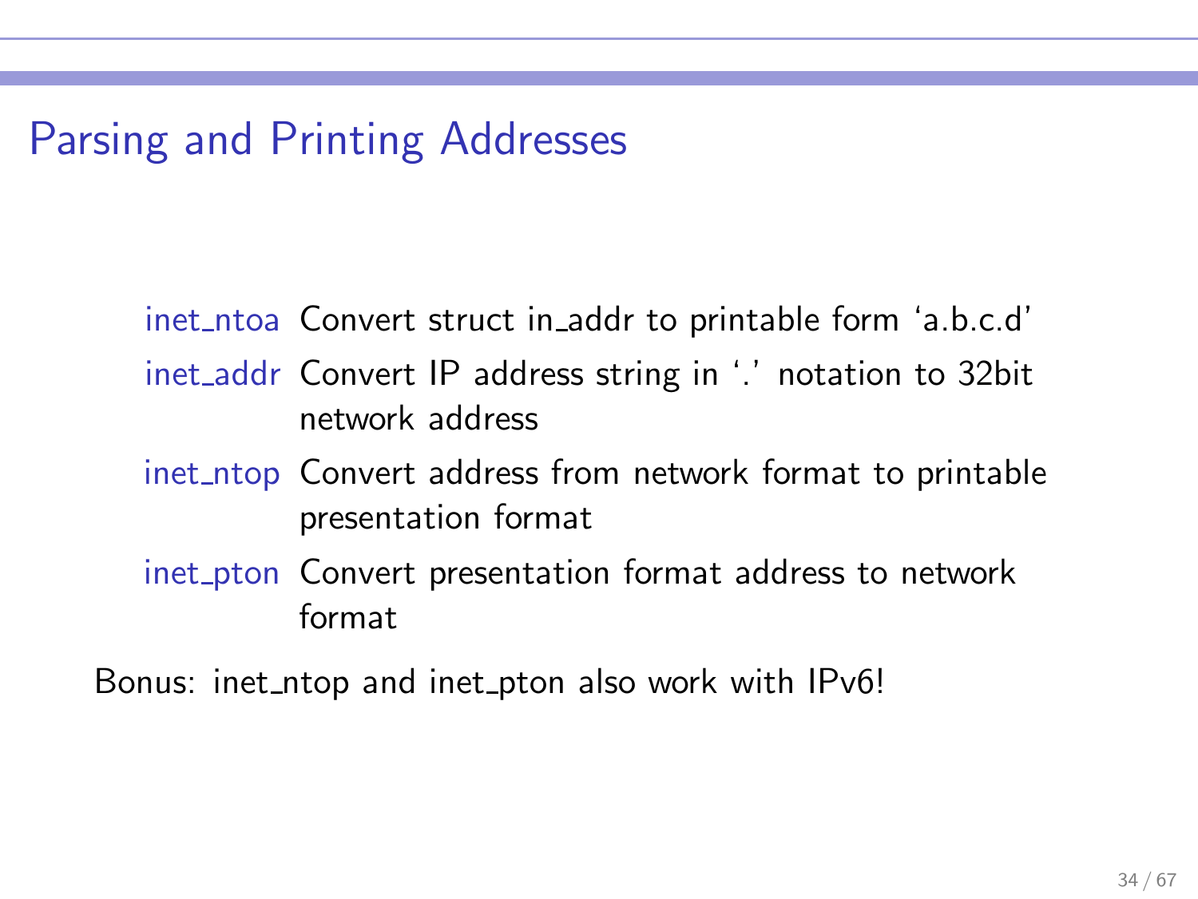## Parsing and Printing Addresses

inet_ntoa Convert struct in_addr to printable form 'a.b.c.d'

inet_addr Convert IP address string in '.' notation to 32bit network address

inet_ntop Convert address from network format to printable presentation format

inet_pton Convert presentation format address to network format

Bonus: inet_ntop and inet_pton also work with IPv6!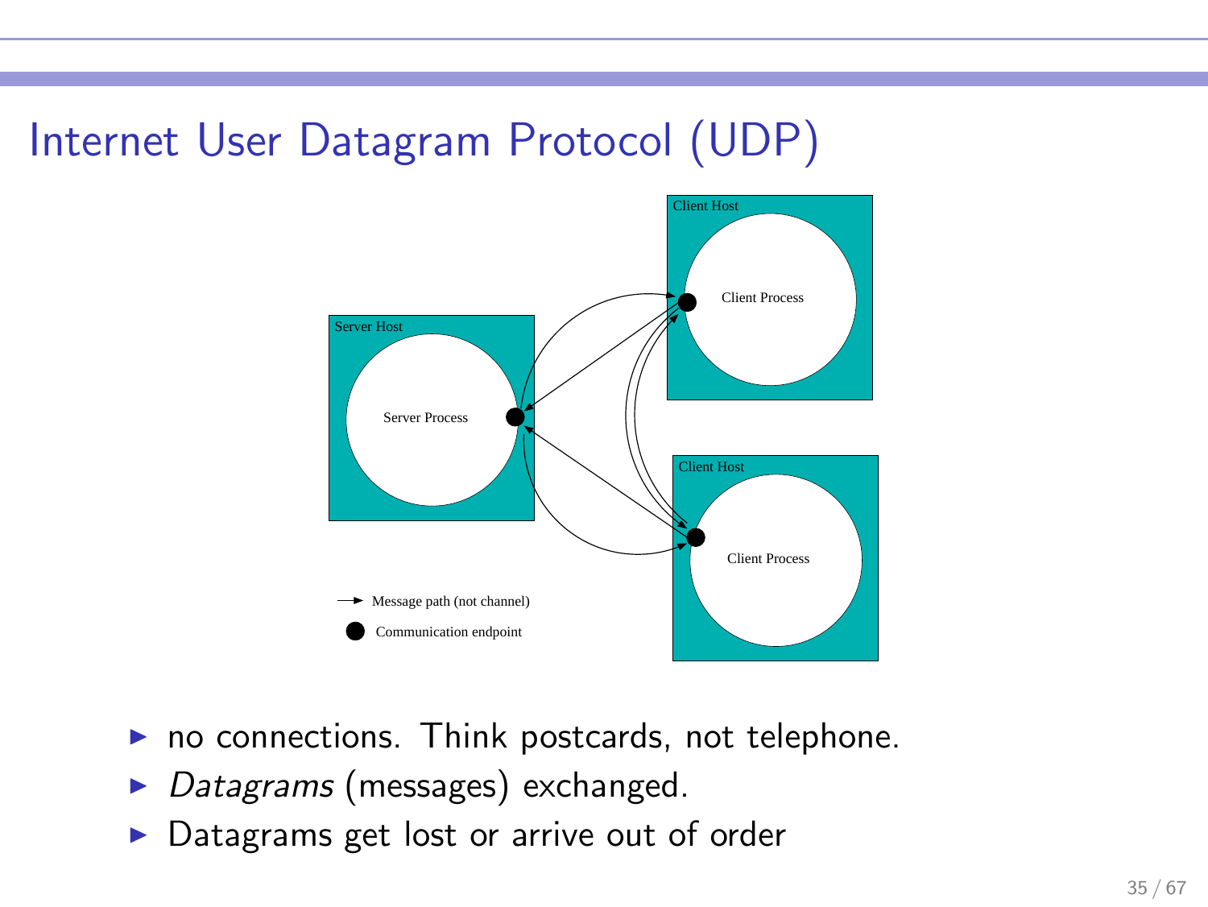# Internet User Datagram Protocol (UDP)

Server Host

Server Process

Client Host

Client Process

Client Host

Client Process

Message path (not channel)

Communication endpoint

- no connections. Think postcards, not telephone.
- *Datagrams* (messages) exchanged.
- Datagrams get lost or arrive out of order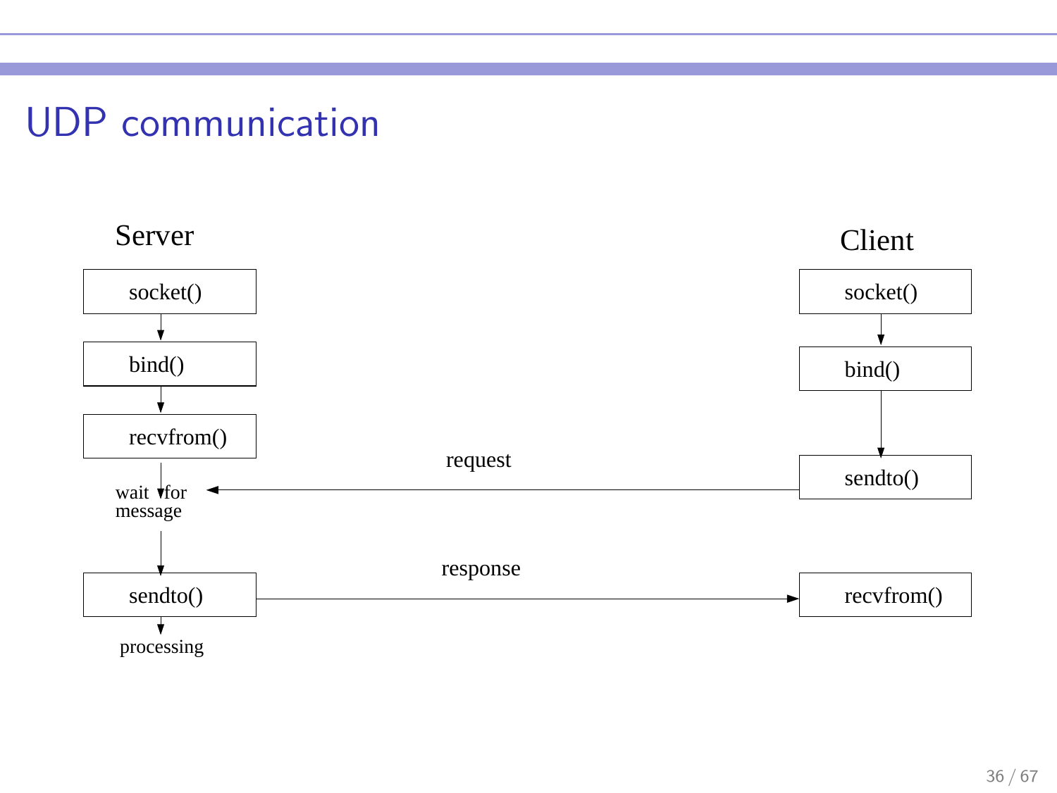# UDP communication

| Server | | Client |
|---|---|---|
| socket() | | socket() |
| bind() | | bind() |
| recvfrom() | | |
| wait for message | ← request ← | sendto() |
| sendto() | → response → | recvfrom() |
| processing | | |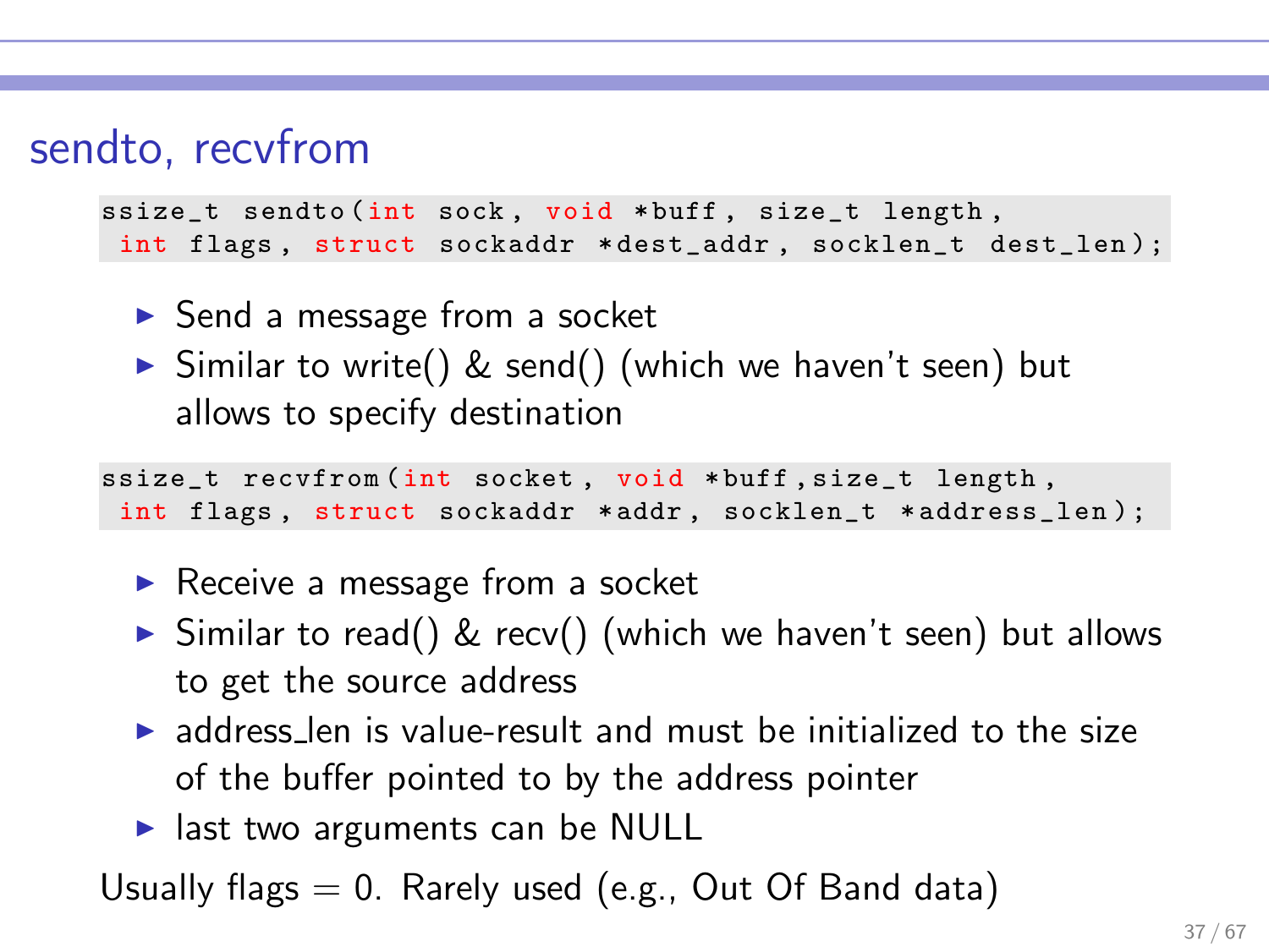# sendto, recvfrom

```
ssize_t sendto(int sock, void *buff, size_t length,
 int flags, struct sockaddr *dest_addr, socklen_t dest_len);
```

- Send a message from a socket
- Similar to write() & send() (which we haven't seen) but allows to specify destination

```
ssize_t recvfrom(int socket, void *buff,size_t length,
 int flags, struct sockaddr *addr, socklen_t *address_len);
```

- Receive a message from a socket
- Similar to read() & recv() (which we haven't seen) but allows to get the source address
- address_len is value-result and must be initialized to the size of the buffer pointed to by the address pointer
- last two arguments can be NULL

Usually flags = 0. Rarely used (e.g., Out Of Band data)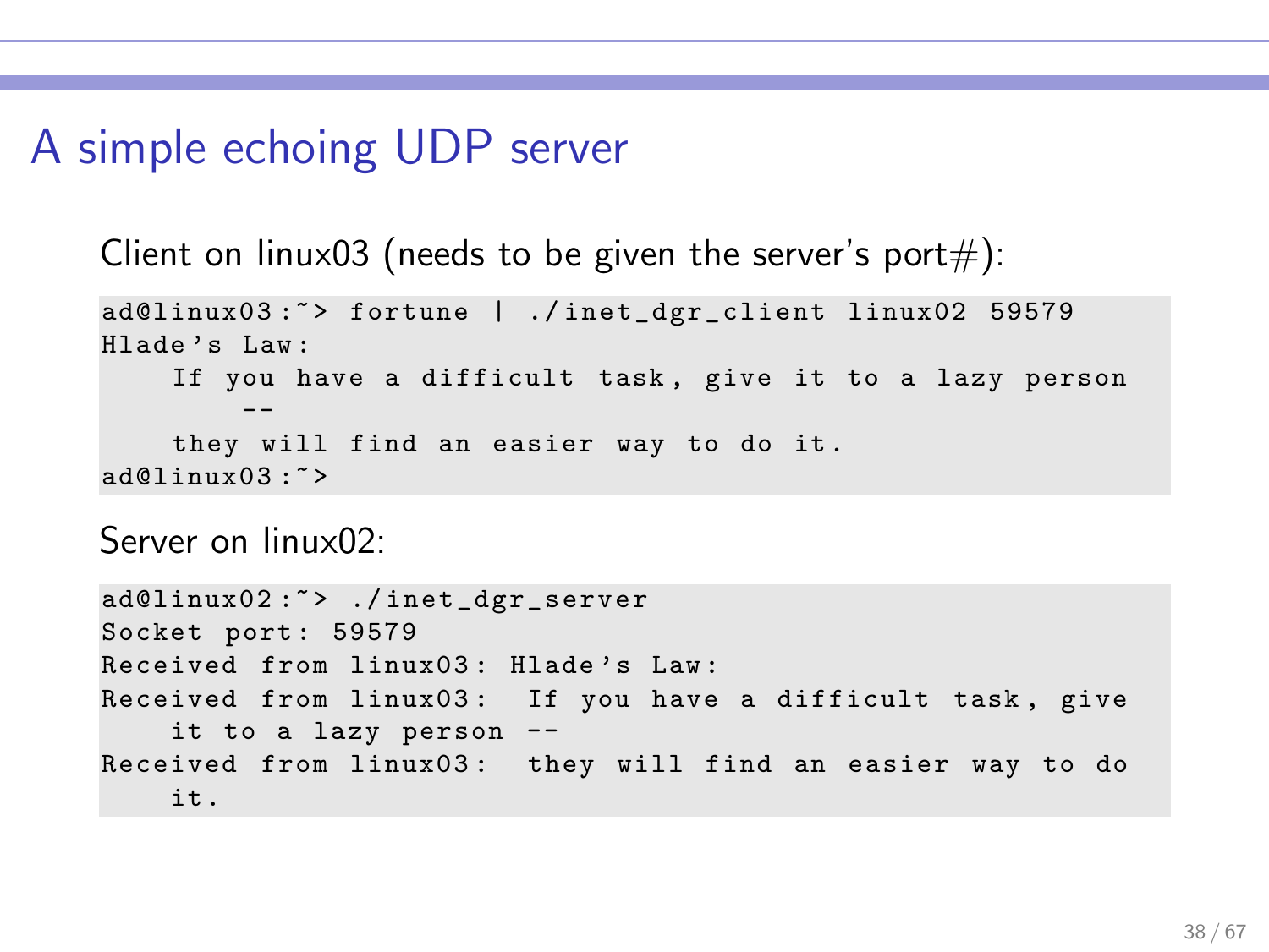# A simple echoing UDP server

Client on linux03 (needs to be given the server's port#):

```
ad@linux03:~> fortune | ./inet_dgr_client linux02 59579
Hlade's Law:
    If you have a difficult task, give it to a lazy person
        --
    they will find an easier way to do it.
ad@linux03:~>
```

Server on linux02:

```
ad@linux02:~> ./inet_dgr_server
Socket port: 59579
Received from linux03: Hlade's Law:
Received from linux03:  If you have a difficult task, give
    it to a lazy person --
Received from linux03:  they will find an easier way to do
    it.
```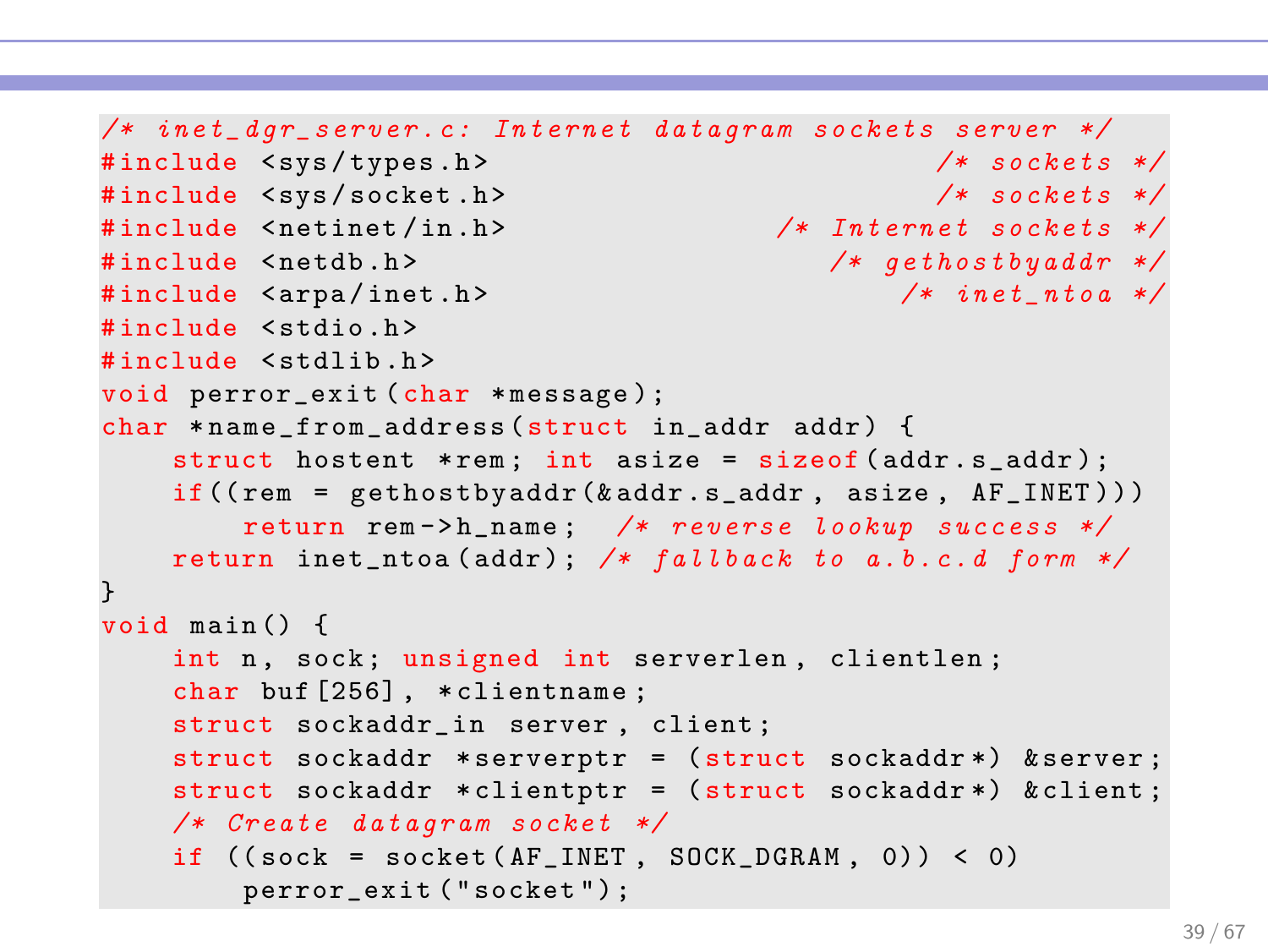```c
/* inet_dgr_server.c: Internet datagram sockets server */
#include <sys/types.h>                          /* sockets */
#include <sys/socket.h>                         /* sockets */
#include <netinet/in.h>                /* Internet sockets */
#include <netdb.h>                        /* gethostbyaddr */
#include <arpa/inet.h>                        /* inet_ntoa */
#include <stdio.h>
#include <stdlib.h>
void perror_exit(char *message);
char *name_from_address(struct in_addr addr) {
    struct hostent *rem; int asize = sizeof(addr.s_addr);
    if((rem = gethostbyaddr(&addr.s_addr, asize, AF_INET)))
        return rem->h_name;  /* reverse lookup success */
    return inet_ntoa(addr); /* fallback to a.b.c.d form */
}
void main() {
    int n, sock; unsigned int serverlen, clientlen;
    char buf[256], *clientname;
    struct sockaddr_in server, client;
    struct sockaddr *serverptr = (struct sockaddr*) &server;
    struct sockaddr *clientptr = (struct sockaddr*) &client;
    /* Create datagram socket */
    if ((sock = socket(AF_INET, SOCK_DGRAM, 0)) < 0)
        perror_exit("socket");
```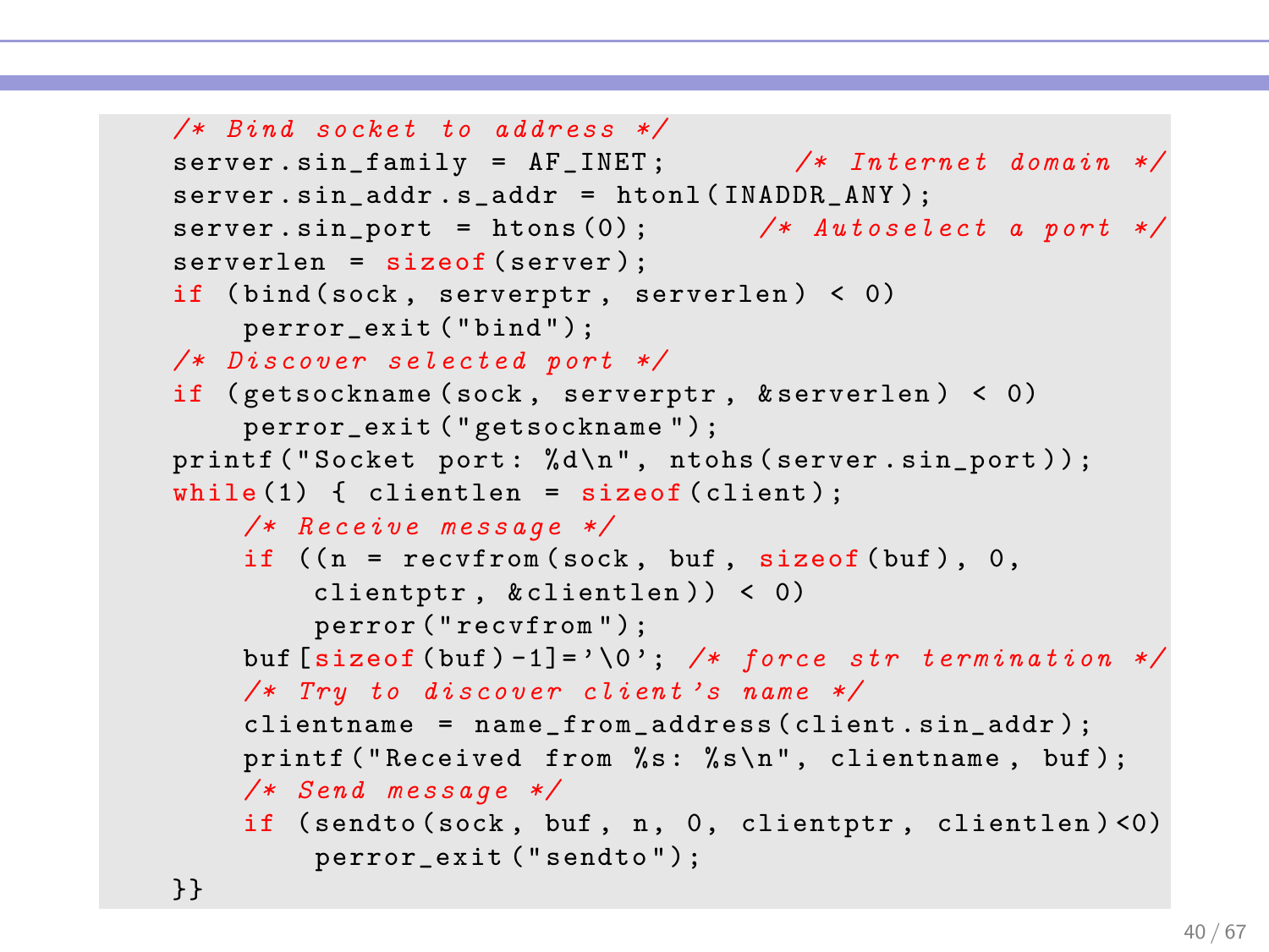```c
    /* Bind socket to address */
    server.sin_family = AF_INET;        /* Internet domain */
    server.sin_addr.s_addr = htonl(INADDR_ANY);
    server.sin_port = htons(0);       /* Autoselect a port */
    serverlen = sizeof(server);
    if (bind(sock, serverptr, serverlen) < 0)
        perror_exit("bind");
    /* Discover selected port */
    if (getsockname(sock, serverptr, &serverlen) < 0)
        perror_exit("getsockname");
    printf("Socket port: %d\n", ntohs(server.sin_port));
    while(1) { clientlen = sizeof(client);
        /* Receive message */
        if ((n = recvfrom(sock, buf, sizeof(buf), 0,
            clientptr, &clientlen)) < 0)
            perror("recvfrom");
        buf[sizeof(buf)-1]='\0'; /* force str termination */
        /* Try to discover client's name */
        clientname = name_from_address(client.sin_addr);
        printf("Received from %s: %s\n", clientname, buf);
        /* Send message */
        if (sendto(sock, buf, n, 0, clientptr, clientlen)<0)
            perror_exit("sendto");
    }}
```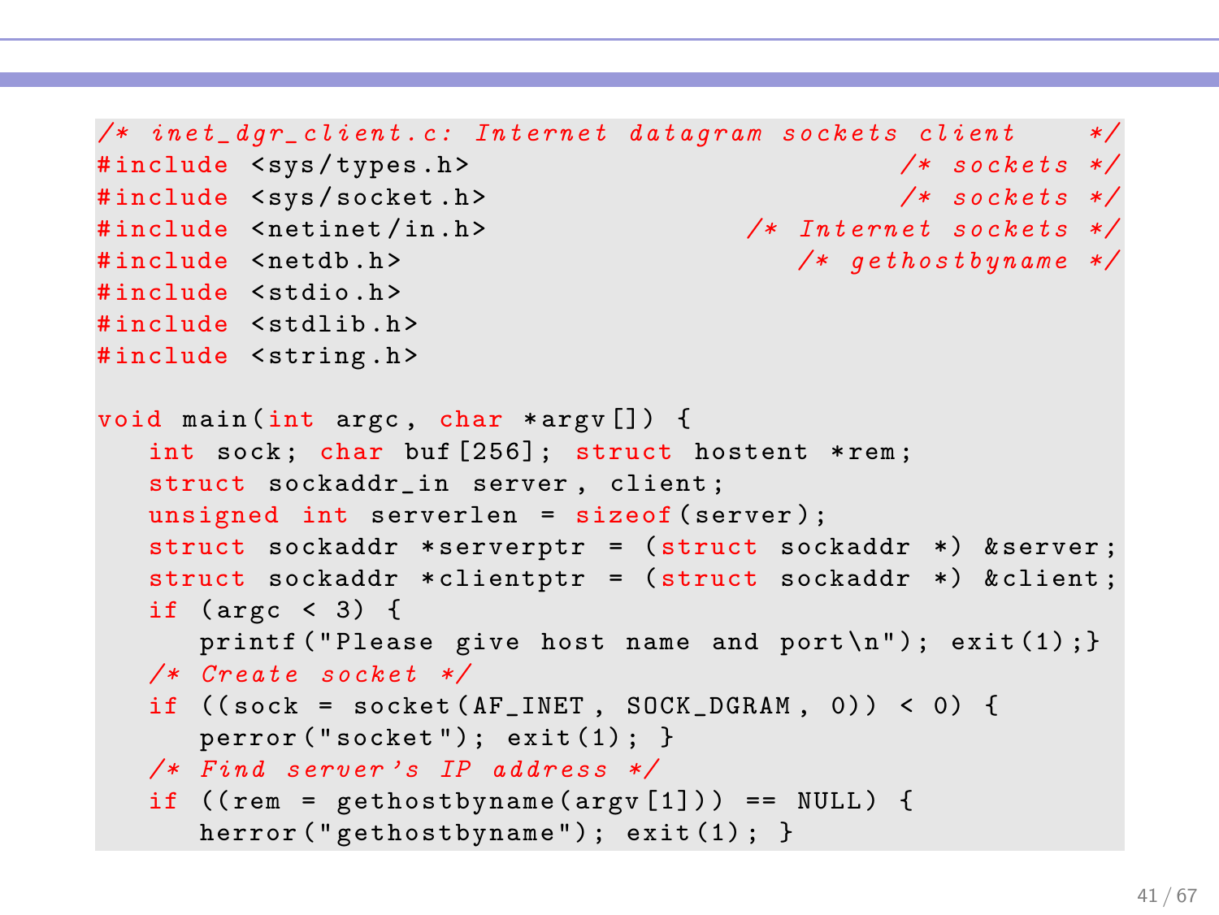```c
/* inet_dgr_client.c: Internet datagram sockets client    */
#include <sys/types.h>                            /* sockets */
#include <sys/socket.h>                           /* sockets */
#include <netinet/in.h>                  /* Internet sockets */
#include <netdb.h>                           /* gethostbyname */
#include <stdio.h>
#include <stdlib.h>
#include <string.h>

void main(int argc, char *argv[]) {
   int sock; char buf[256]; struct hostent *rem;
   struct sockaddr_in server, client;
   unsigned int serverlen = sizeof(server);
   struct sockaddr *serverptr = (struct sockaddr *) &server;
   struct sockaddr *clientptr = (struct sockaddr *) &client;
   if (argc < 3) {
      printf("Please give host name and port\n"); exit(1);}
   /* Create socket */
   if ((sock = socket(AF_INET, SOCK_DGRAM, 0)) < 0) {
      perror("socket"); exit(1); }
   /* Find server's IP address */
   if ((rem = gethostbyname(argv[1])) == NULL) {
      herror("gethostbyname"); exit(1); }
```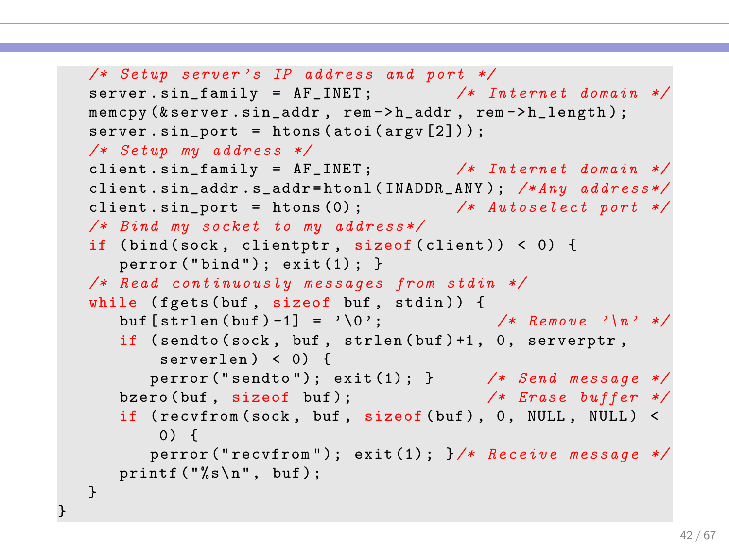```c
    /* Setup server's IP address and port */
    server.sin_family = AF_INET;          /* Internet domain */
    memcpy(&server.sin_addr, rem->h_addr, rem->h_length);
    server.sin_port = htons(atoi(argv[2]));
    /* Setup my address */
    client.sin_family = AF_INET;          /* Internet domain */
    client.sin_addr.s_addr=htonl(INADDR_ANY); /*Any address*/
    client.sin_port = htons(0);           /* Autoselect port */
    /* Bind my socket to my address*/
    if (bind(sock, clientptr, sizeof(client)) < 0) {
       perror("bind"); exit(1); }
    /* Read continuously messages from stdin */
    while (fgets(buf, sizeof buf, stdin)) {
       buf[strlen(buf)-1] = '\0';            /* Remove '\n' */
       if (sendto(sock, buf, strlen(buf)+1, 0, serverptr,
           serverlen) < 0) {
          perror("sendto"); exit(1); }      /* Send message */
       bzero(buf, sizeof buf);              /* Erase buffer */
       if (recvfrom(sock, buf, sizeof(buf), 0, NULL, NULL) <
           0) {
          perror("recvfrom"); exit(1); }/* Receive message */
       printf("%s\n", buf);
    }
}
```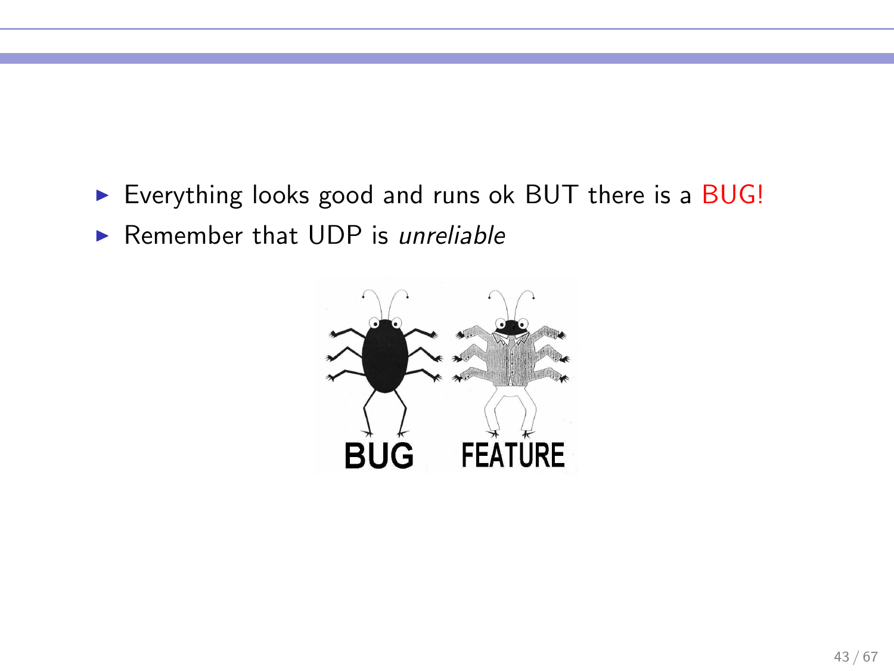- Everything looks good and runs ok BUT there is a BUG!
- Remember that UDP is *unreliable*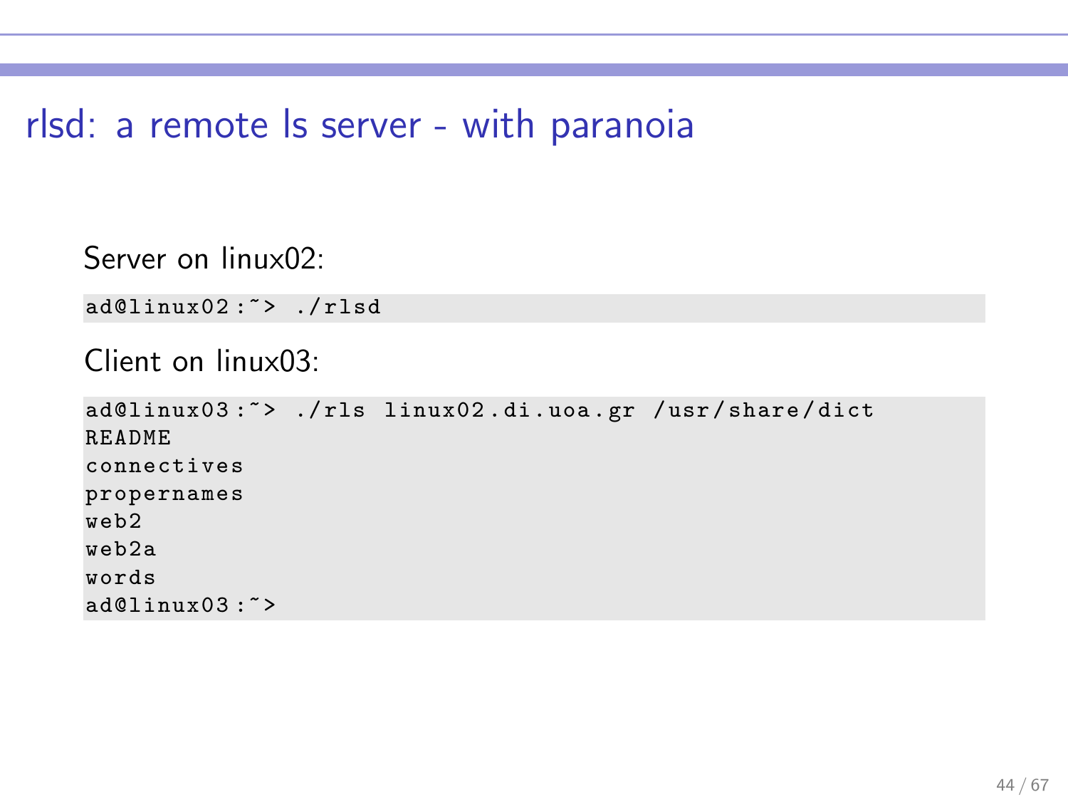# rlsd: a remote ls server - with paranoia

Server on linux02:

```
ad@linux02:~> ./rlsd
```

Client on linux03:

```
ad@linux03:~> ./rls linux02.di.uoa.gr /usr/share/dict
README
connectives
propernames
web2
web2a
words
ad@linux03:~>
```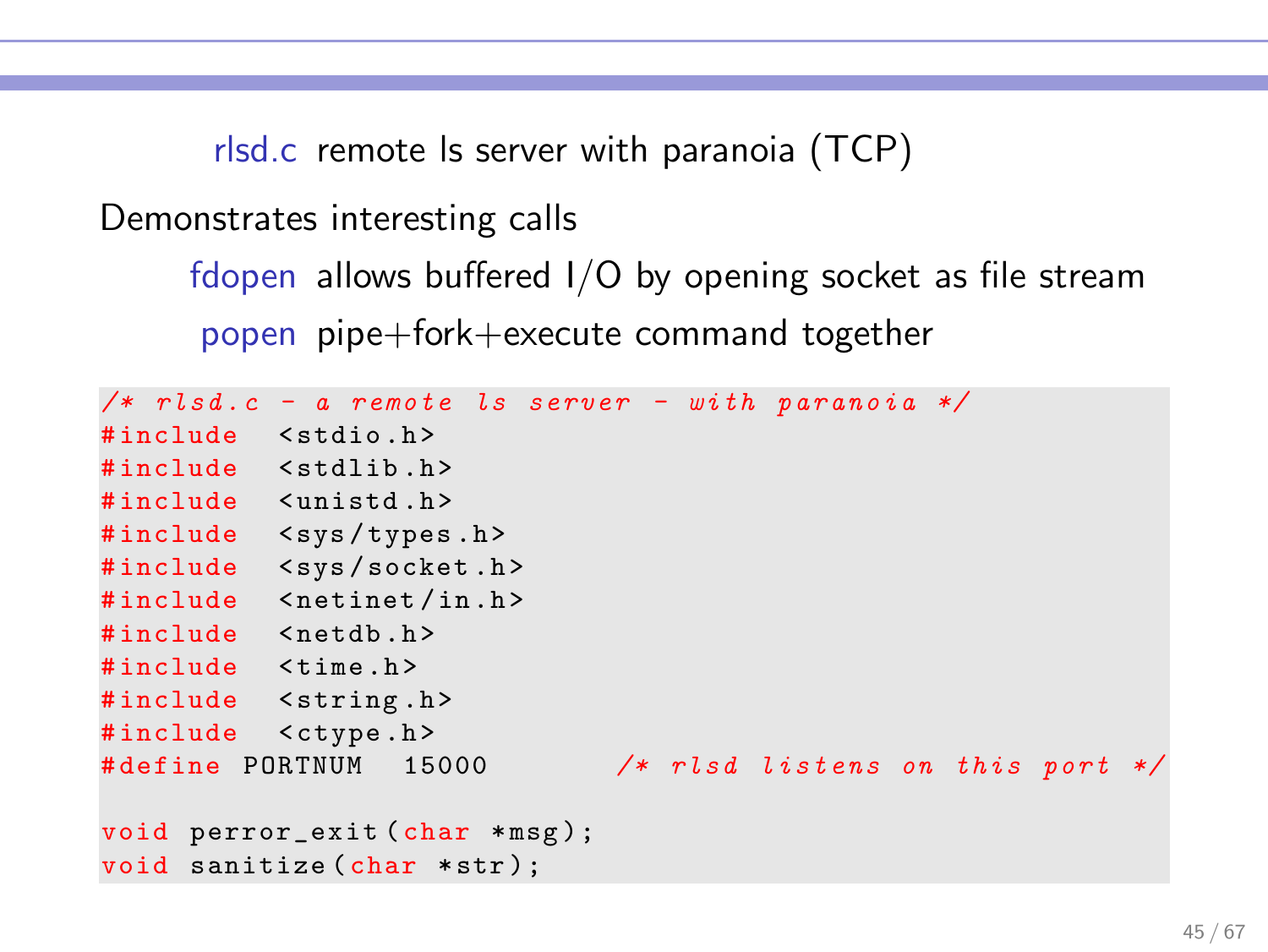**rlsd.c** remote ls server with paranoia (TCP)

Demonstrates interesting calls

- **fdopen** allows buffered I/O by opening socket as file stream
- **popen** pipe+fork+execute command together

```c
/* rlsd.c - a remote ls server - with paranoia */
#include  <stdio.h>
#include  <stdlib.h>
#include  <unistd.h>
#include  <sys/types.h>
#include  <sys/socket.h>
#include  <netinet/in.h>
#include  <netdb.h>
#include  <time.h>
#include  <string.h>
#include  <ctype.h>
#define PORTNUM  15000       /* rlsd listens on this port */

void perror_exit(char *msg);
void sanitize(char *str);
```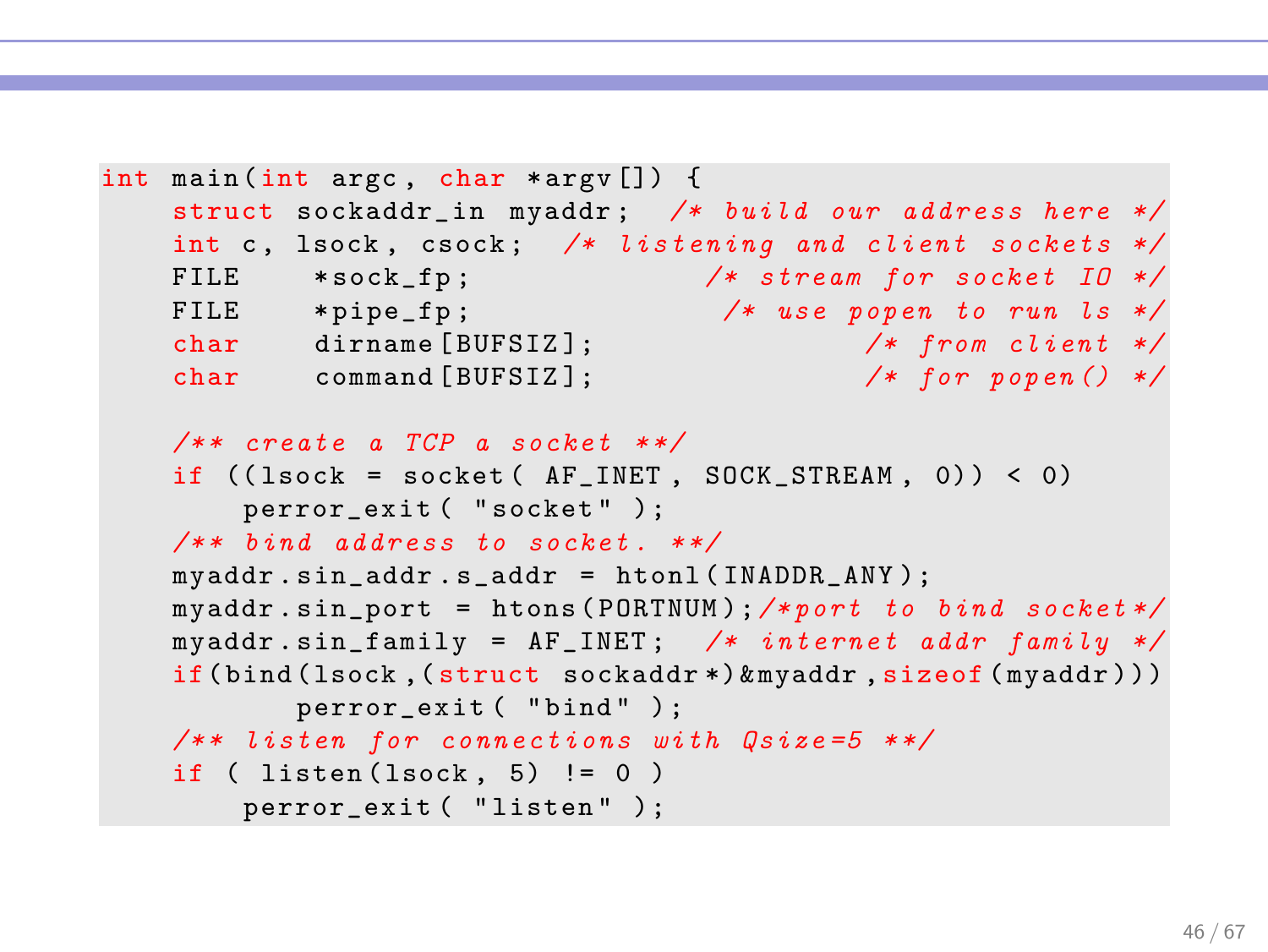```c
int main(int argc, char *argv[]) {
    struct sockaddr_in myaddr;  /* build our address here */
    int c, lsock, csock;  /* listening and client sockets */
    FILE    *sock_fp;              /* stream for socket IO */
    FILE    *pipe_fp;               /* use popen to run ls */
    char    dirname[BUFSIZ];               /* from client */
    char    command[BUFSIZ];               /* for popen() */

    /** create a TCP a socket **/
    if ((lsock = socket( AF_INET, SOCK_STREAM, 0)) < 0)
        perror_exit( "socket" );
    /** bind address to socket. **/
    myaddr.sin_addr.s_addr = htonl(INADDR_ANY);
    myaddr.sin_port = htons(PORTNUM);/*port to bind socket*/
    myaddr.sin_family = AF_INET;  /* internet addr family */
    if(bind(lsock,(struct sockaddr*)&myaddr,sizeof(myaddr)))
           perror_exit( "bind" );
    /** listen for connections with Qsize=5 **/
    if ( listen(lsock, 5) != 0 )
        perror_exit( "listen" );
```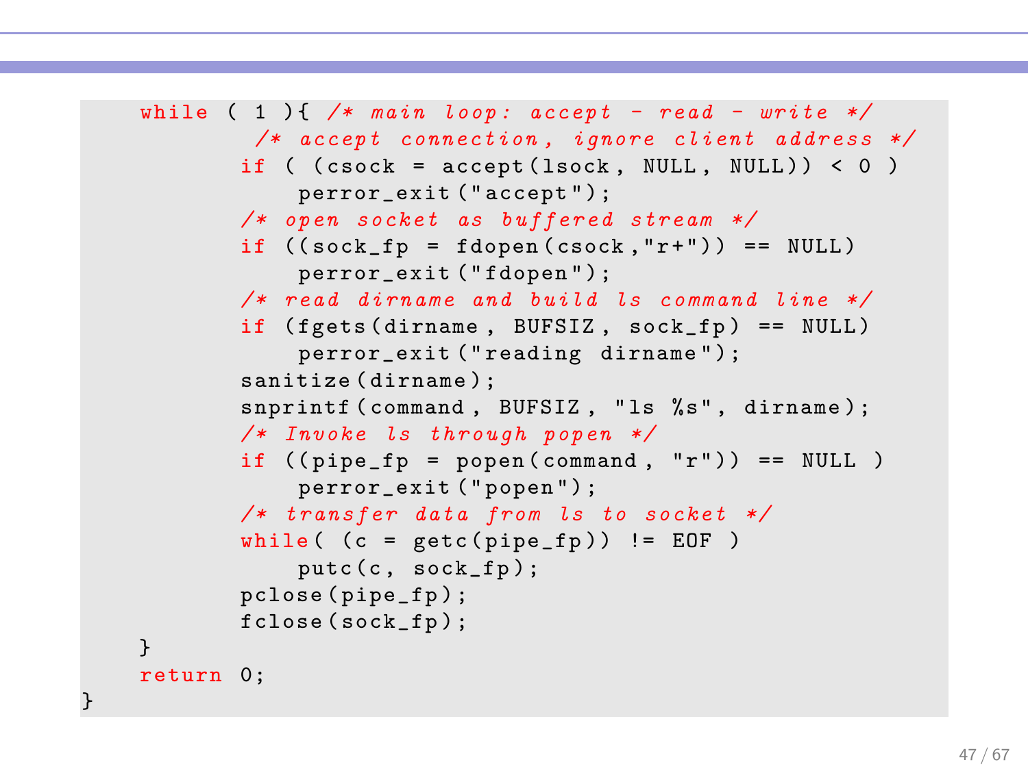```c
    while ( 1 ){ /* main loop: accept - read - write */
            /* accept connection, ignore client address */
        if ( (csock = accept(lsock, NULL, NULL)) < 0 )
            perror_exit("accept");
        /* open socket as buffered stream */
        if ((sock_fp = fdopen(csock,"r+")) == NULL)
            perror_exit("fdopen");
        /* read dirname and build ls command line */
        if (fgets(dirname, BUFSIZ, sock_fp) == NULL)
            perror_exit("reading dirname");
        sanitize(dirname);
        snprintf(command, BUFSIZ, "ls %s", dirname);
        /* Invoke ls through popen */
        if ((pipe_fp = popen(command, "r")) == NULL )
            perror_exit("popen");
        /* transfer data from ls to socket */
        while( (c = getc(pipe_fp)) != EOF )
            putc(c, sock_fp);
        pclose(pipe_fp);
        fclose(sock_fp);
    }
    return 0;
}
```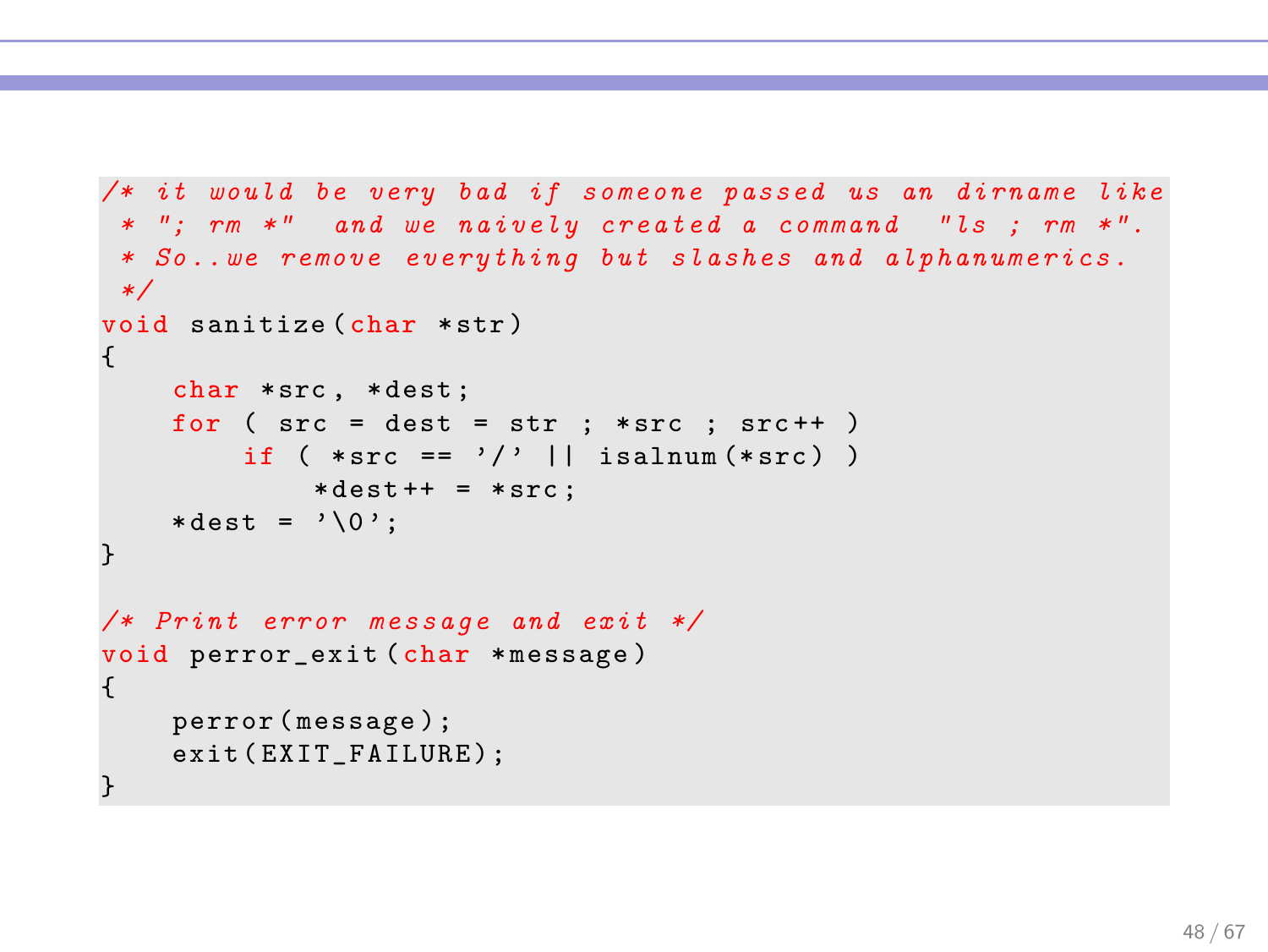```c
/* it would be very bad if someone passed us an dirname like
 * "; rm *"  and we naively created a command  "ls ; rm *".
 * So..we remove everything but slashes and alphanumerics.
 */
void sanitize(char *str)
{
    char *src, *dest;
    for ( src = dest = str ; *src ; src++ )
        if ( *src == '/' || isalnum(*src) )
            *dest++ = *src;
    *dest = '\0';
}

/* Print error message and exit */
void perror_exit(char *message)
{
    perror(message);
    exit(EXIT_FAILURE);
}
```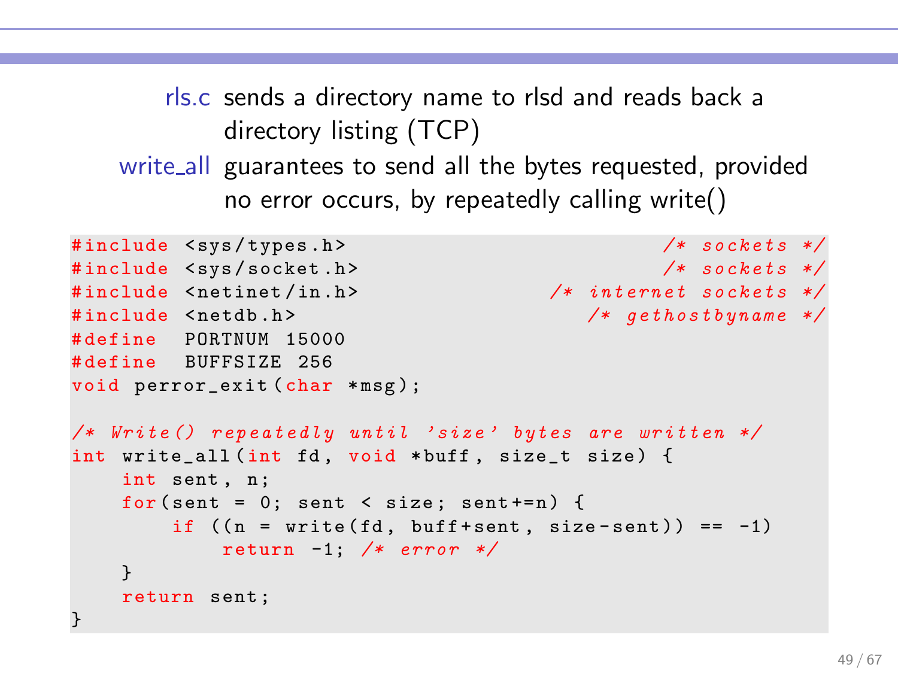rls.c
: sends a directory name to rlsd and reads back a directory listing (TCP)

write_all
: guarantees to send all the bytes requested, provided no error occurs, by repeatedly calling write()

```c
#include <sys/types.h>                                    /* sockets */
#include <sys/socket.h>                                   /* sockets */
#include <netinet/in.h>                          /* internet sockets */
#include <netdb.h>                                    /* gethostbyname */
#define  PORTNUM 15000
#define  BUFFSIZE 256
void perror_exit(char *msg);

/* Write() repeatedly until 'size' bytes are written */
int write_all(int fd, void *buff, size_t size) {
    int sent, n;
    for(sent = 0; sent < size; sent+=n) {
        if ((n = write(fd, buff+sent, size-sent)) == -1)
            return -1; /* error */
    }
    return sent;
}
```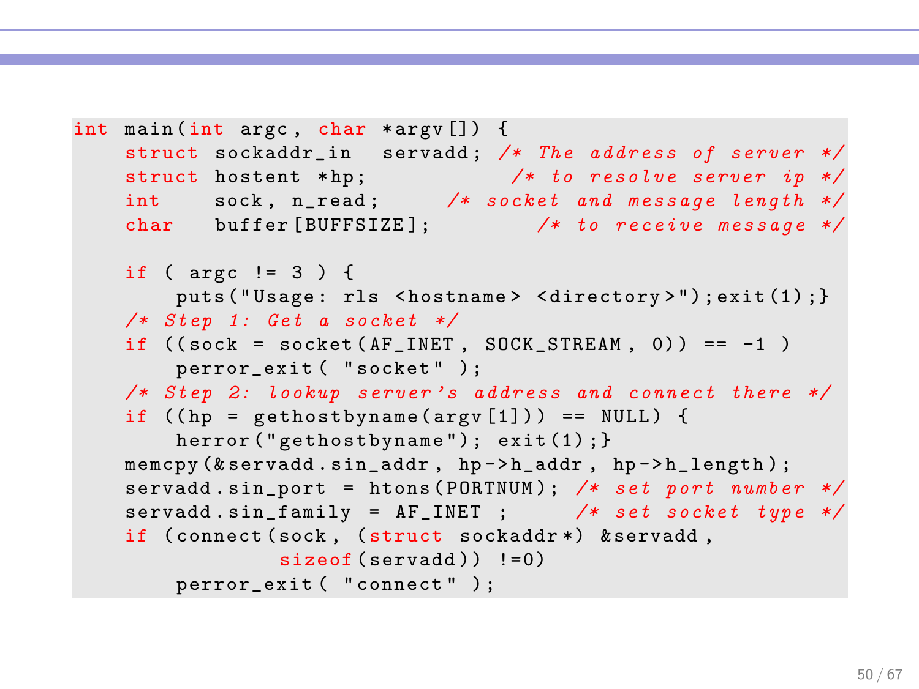```c
int main(int argc, char *argv[]) {
    struct sockaddr_in  servadd; /* The address of server */
    struct hostent *hp;           /* to resolve server ip */
    int    sock, n_read;      /* socket and message length */
    char   buffer[BUFFSIZE];         /* to receive message */

    if ( argc != 3 ) {
        puts("Usage: rls <hostname> <directory>");exit(1);}
    /* Step 1: Get a socket */
    if ((sock = socket(AF_INET, SOCK_STREAM, 0)) == -1 )
        perror_exit( "socket" );
    /* Step 2: lookup server's address and connect there */
    if ((hp = gethostbyname(argv[1])) == NULL) {
        herror("gethostbyname"); exit(1);}
    memcpy(&servadd.sin_addr, hp->h_addr, hp->h_length);
    servadd.sin_port = htons(PORTNUM); /* set port number */
    servadd.sin_family = AF_INET ;     /* set socket type */
    if (connect(sock, (struct sockaddr*) &servadd,
                sizeof(servadd)) !=0)
        perror_exit( "connect" );
```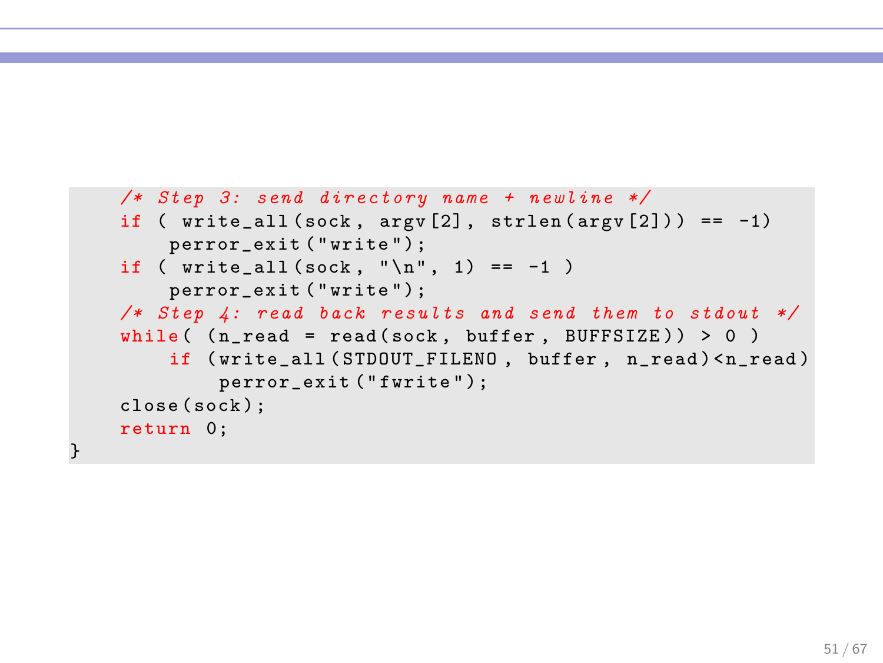```c
    /* Step 3: send directory name + newline */
    if ( write_all(sock, argv[2], strlen(argv[2])) == -1)
        perror_exit("write");
    if ( write_all(sock, "\n", 1) == -1 )
        perror_exit("write");
    /* Step 4: read back results and send them to stdout */
    while( (n_read = read(sock, buffer, BUFFSIZE)) > 0 )
        if (write_all(STDOUT_FILENO, buffer, n_read)<n_read)
            perror_exit("fwrite");
    close(sock);
    return 0;
}
```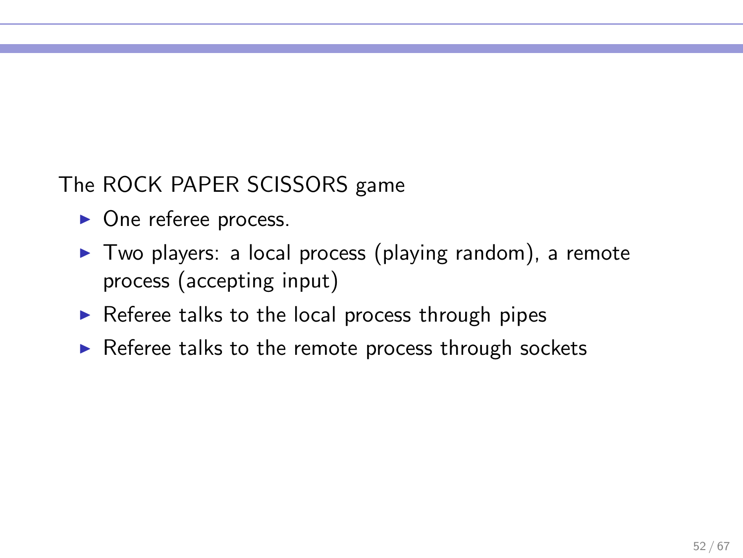The ROCK PAPER SCISSORS game

- One referee process.
- Two players: a local process (playing random), a remote process (accepting input)
- Referee talks to the local process through pipes
- Referee talks to the remote process through sockets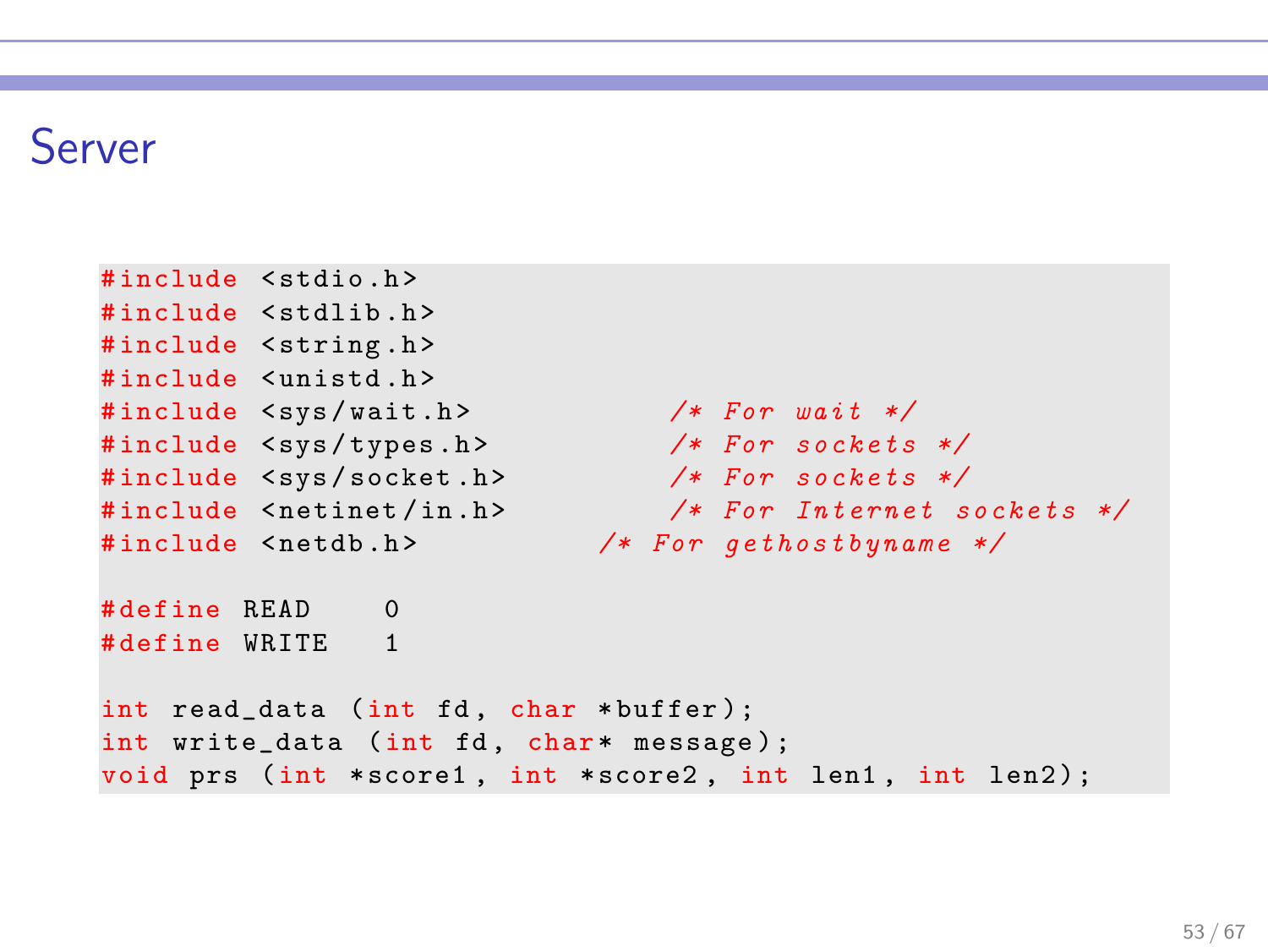# Server

```c
#include <stdio.h>
#include <stdlib.h>
#include <string.h>
#include <unistd.h>
#include <sys/wait.h>              /* For wait */
#include <sys/types.h>             /* For sockets */
#include <sys/socket.h>            /* For sockets */
#include <netinet/in.h>            /* For Internet sockets */
#include <netdb.h>             /* For gethostbyname */

#define READ    0
#define WRITE   1

int read_data (int fd, char *buffer);
int write_data (int fd, char* message);
void prs (int *score1, int *score2, int len1, int len2);
```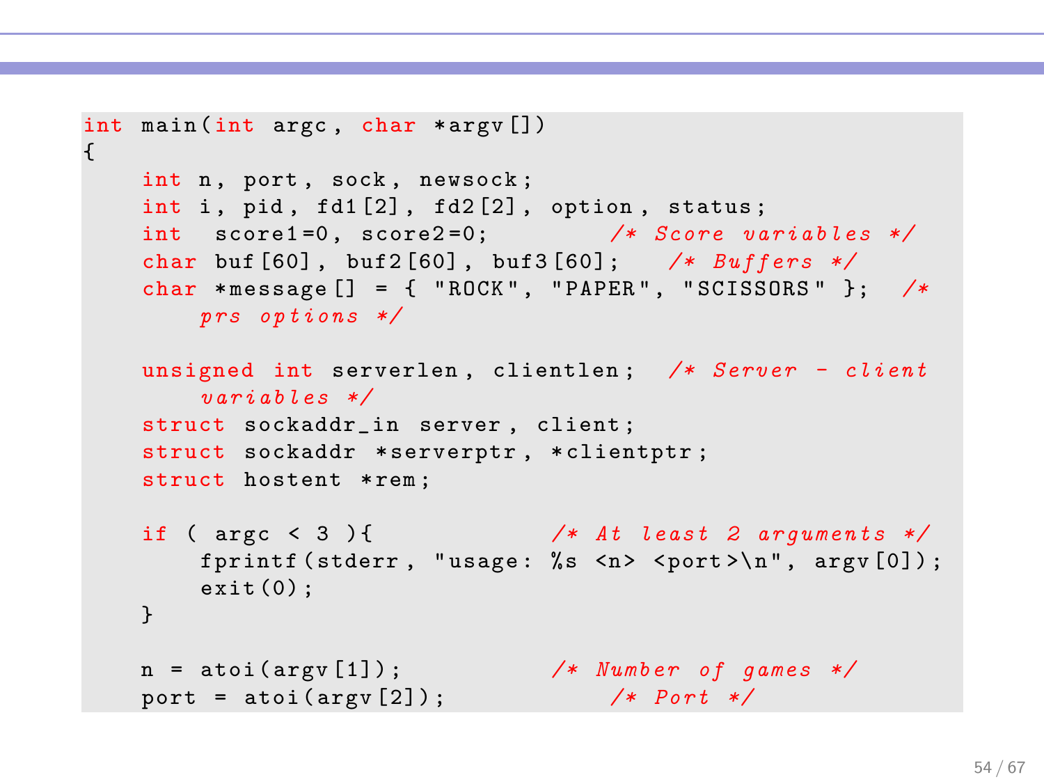```c
int main(int argc, char *argv[])
{
    int n, port, sock, newsock;
    int i, pid, fd1[2], fd2[2], option, status;
    int  score1=0, score2=0;          /* Score variables */
    char buf[60], buf2[60], buf3[60];   /* Buffers */
    char *message[] = { "ROCK", "PAPER", "SCISSORS" };  /*
        prs options */

    unsigned int serverlen, clientlen;  /* Server - client
        variables */
    struct sockaddr_in server, client;
    struct sockaddr *serverptr, *clientptr;
    struct hostent *rem;

    if ( argc < 3 ){               /* At least 2 arguments */
        fprintf(stderr, "usage: %s <n> <port>\n", argv[0]);
        exit(0);
    }

    n = atoi(argv[1]);             /* Number of games */
    port = atoi(argv[2]);             /* Port */
```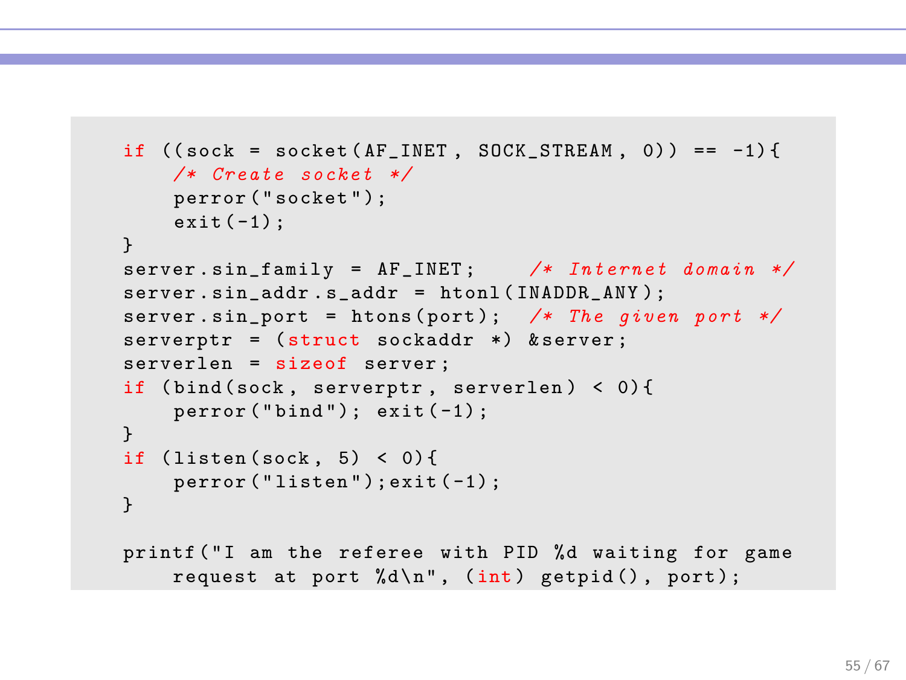```c
if ((sock = socket(AF_INET, SOCK_STREAM, 0)) == -1){
    /* Create socket */
    perror("socket");
    exit(-1);
}
server.sin_family = AF_INET;     /* Internet domain */
server.sin_addr.s_addr = htonl(INADDR_ANY);
server.sin_port = htons(port);  /* The given port */
serverptr = (struct sockaddr *) &server;
serverlen = sizeof server;
if (bind(sock, serverptr, serverlen) < 0){
    perror("bind"); exit(-1);
}
if (listen(sock, 5) < 0){
    perror("listen");exit(-1);
}

printf("I am the referee with PID %d waiting for game
    request at port %d\n", (int) getpid(), port);
```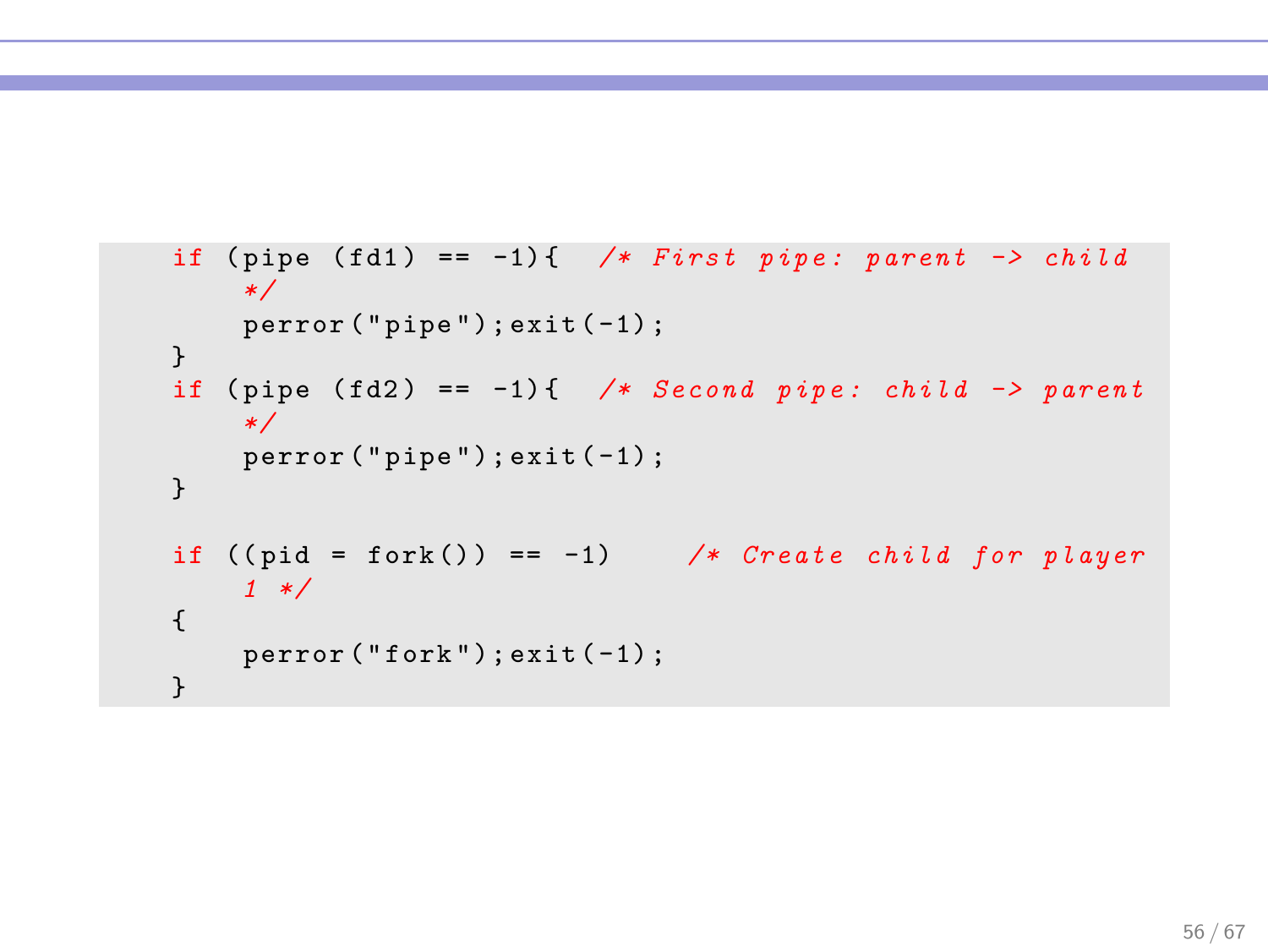```c
if (pipe (fd1) == -1){  /* First pipe: parent -> child
     */
     perror("pipe");exit(-1);
}
if (pipe (fd2) == -1){  /* Second pipe: child -> parent
     */
     perror("pipe");exit(-1);
}

if ((pid = fork()) == -1)     /* Create child for player
     1 */
{
     perror("fork");exit(-1);
}
```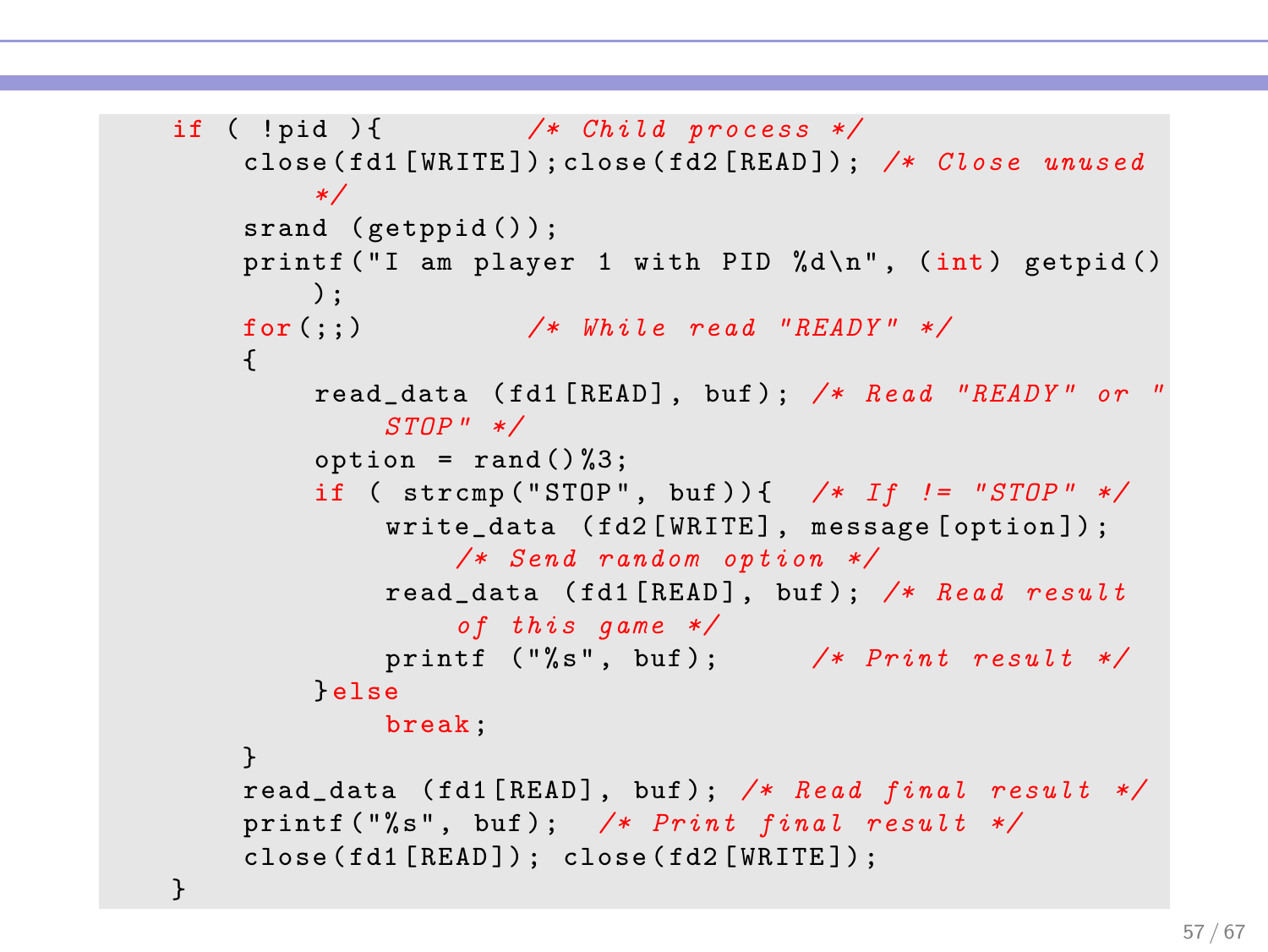```c
    if ( !pid ){          /* Child process */
        close(fd1[WRITE]);close(fd2[READ]); /* Close unused
            */
        srand (getppid());
        printf("I am player 1 with PID %d\n", (int) getpid()
            );
        for(;;)           /* While read "READY" */
        {
            read_data (fd1[READ], buf); /* Read "READY" or "
                STOP" */
            option = rand()%3;
            if ( strcmp("STOP", buf)){  /* If != "STOP" */
                write_data (fd2[WRITE], message[option]);
                    /* Send random option */
                read_data (fd1[READ], buf); /* Read result
                    of this game */
                printf ("%s", buf);     /* Print result */
            }else
                break;
        }
        read_data (fd1[READ], buf); /* Read final result */
        printf("%s", buf);  /* Print final result */
        close(fd1[READ]); close(fd2[WRITE]);
    }
```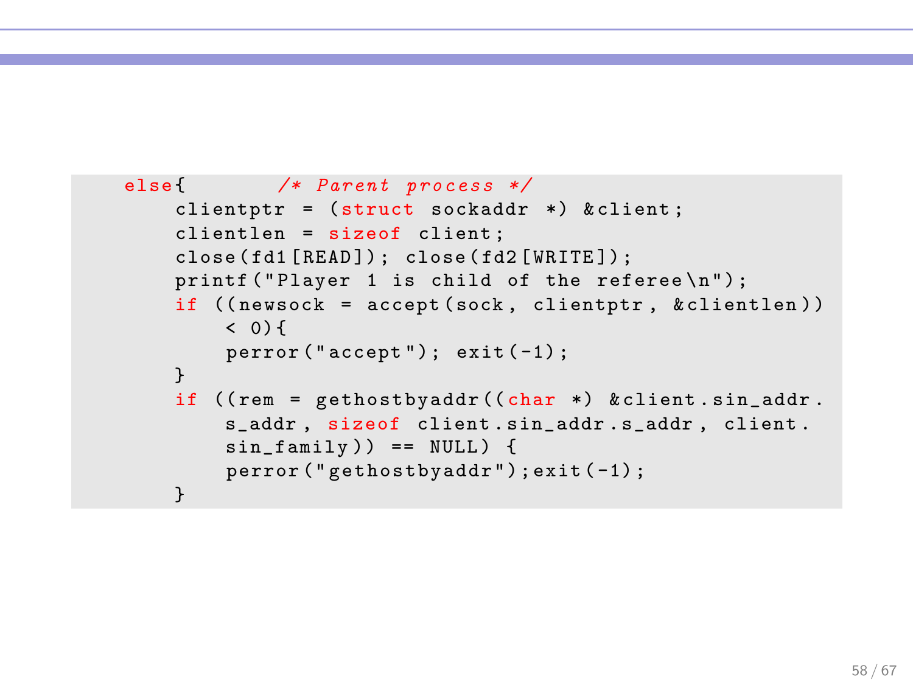```c
    else{        /* Parent process */
        clientptr = (struct sockaddr *) &client;
        clientlen = sizeof client;
        close(fd1[READ]); close(fd2[WRITE]);
        printf("Player 1 is child of the referee\n");
        if ((newsock = accept(sock, clientptr, &clientlen))
            < 0){
            perror("accept"); exit(-1);
        }
        if ((rem = gethostbyaddr((char *) &client.sin_addr.
            s_addr, sizeof client.sin_addr.s_addr, client.
            sin_family)) == NULL) {
            perror("gethostbyaddr");exit(-1);
        }
```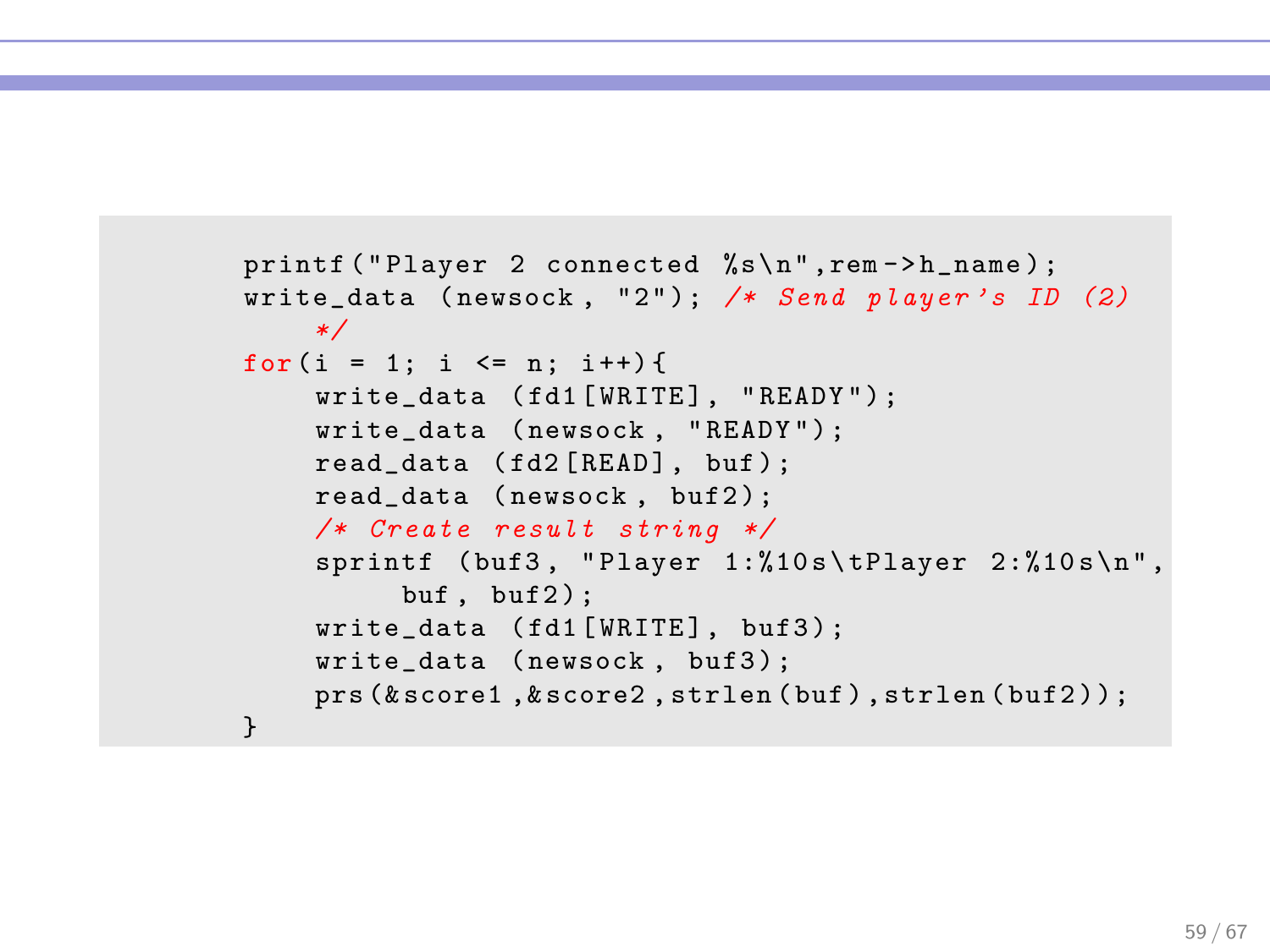```c
printf("Player 2 connected %s\n",rem->h_name);
write_data (newsock, "2"); /* Send player's ID (2)
    */
for(i = 1; i <= n; i++){
    write_data (fd1[WRITE], "READY");
    write_data (newsock, "READY");
    read_data (fd2[READ], buf);
    read_data (newsock, buf2);
    /* Create result string */
    sprintf (buf3, "Player 1:%10s\tPlayer 2:%10s\n",
         buf, buf2);
    write_data (fd1[WRITE], buf3);
    write_data (newsock, buf3);
    prs(&score1,&score2,strlen(buf),strlen(buf2));
}
```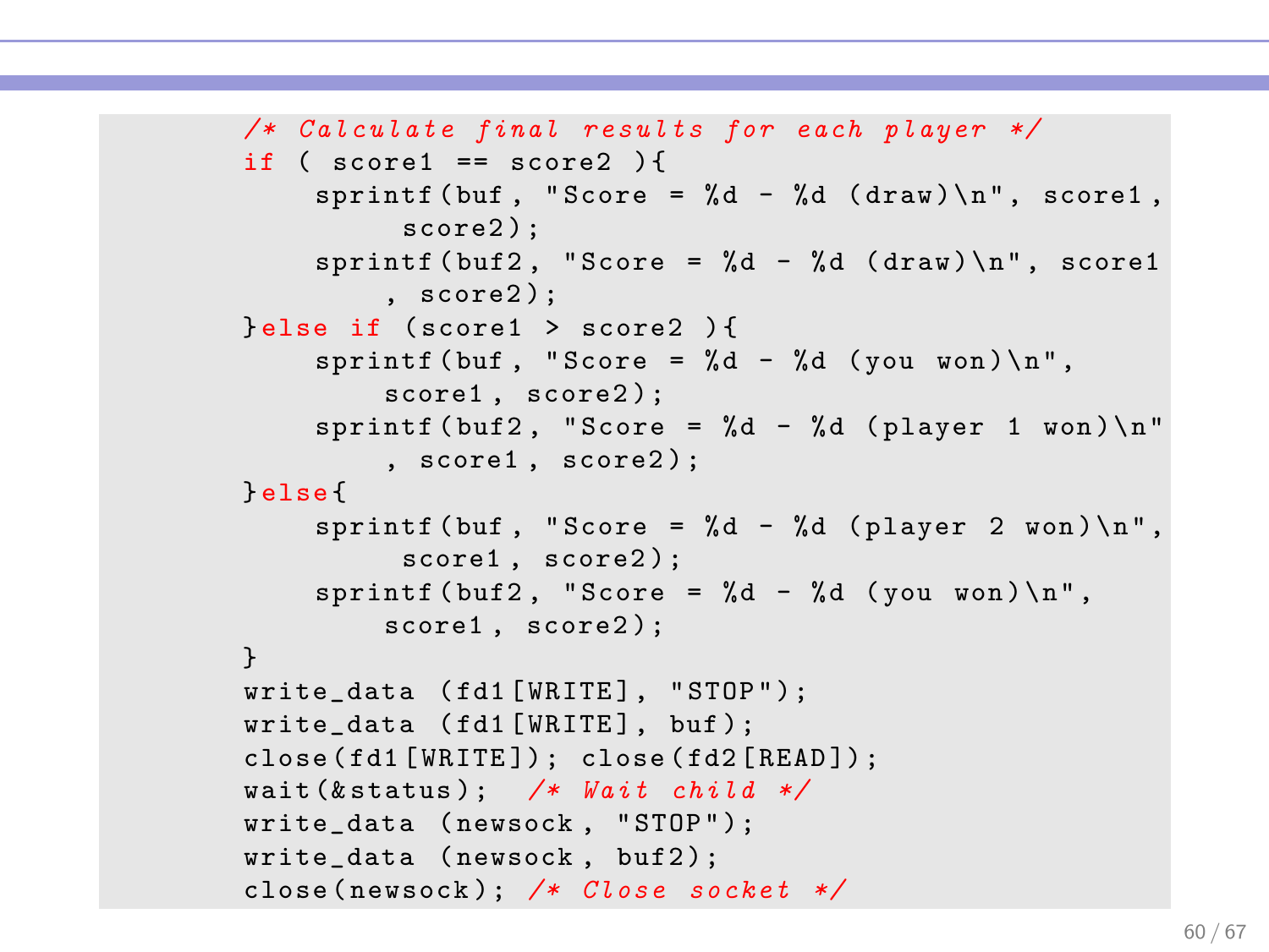```c
/* Calculate final results for each player */
if ( score1 == score2 ){
    sprintf(buf, "Score = %d - %d (draw)\n", score1,
         score2);
    sprintf(buf2, "Score = %d - %d (draw)\n", score1
        , score2);
}else if (score1 > score2 ){
    sprintf(buf, "Score = %d - %d (you won)\n",
        score1, score2);
    sprintf(buf2, "Score = %d - %d (player 1 won)\n"
        , score1, score2);
}else{
    sprintf(buf, "Score = %d - %d (player 2 won)\n",
         score1, score2);
    sprintf(buf2, "Score = %d - %d (you won)\n",
        score1, score2);
}
write_data (fd1[WRITE], "STOP");
write_data (fd1[WRITE], buf);
close(fd1[WRITE]); close(fd2[READ]);
wait(&status);  /* Wait child */
write_data (newsock, "STOP");
write_data (newsock, buf2);
close(newsock); /* Close socket */
```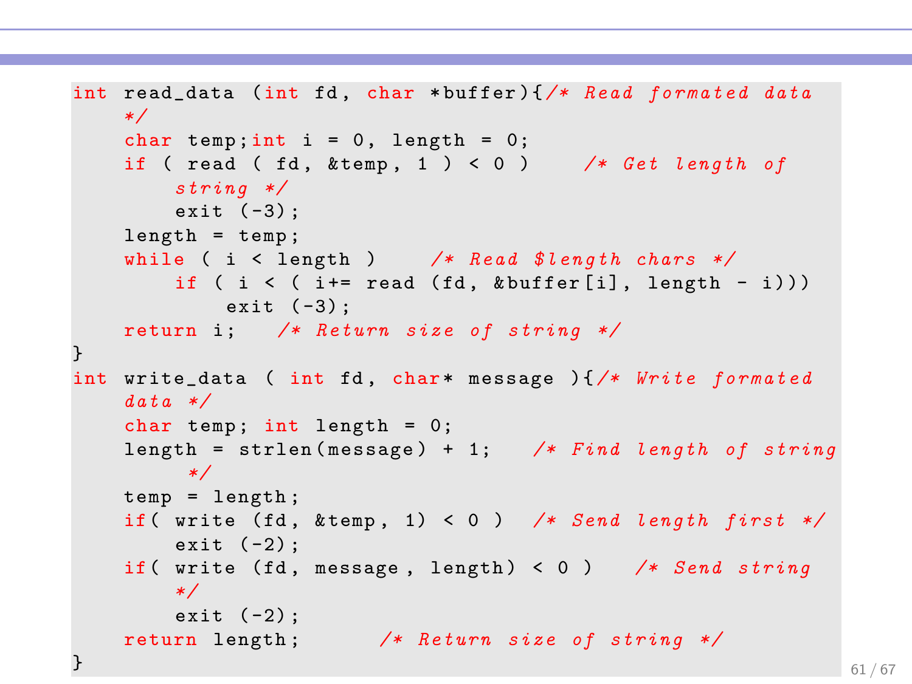```c
int read_data (int fd, char *buffer){/* Read formated data */
    char temp;int i = 0, length = 0;
    if ( read ( fd, &temp, 1 ) < 0 )    /* Get length of string */
        exit (-3);
    length = temp;
    while ( i < length )    /* Read $length chars */
        if ( i < ( i+= read (fd, &buffer[i], length - i)))
            exit (-3);
    return i;   /* Return size of string */
}
int write_data ( int fd, char* message ){/* Write formated data */
    char temp; int length = 0;
    length = strlen(message) + 1;   /* Find length of string */
    temp = length;
    if( write (fd, &temp, 1) < 0 )  /* Send length first */
        exit (-2);
    if( write (fd, message, length) < 0 )   /* Send string */
        exit (-2);
    return length;      /* Return size of string */
}
```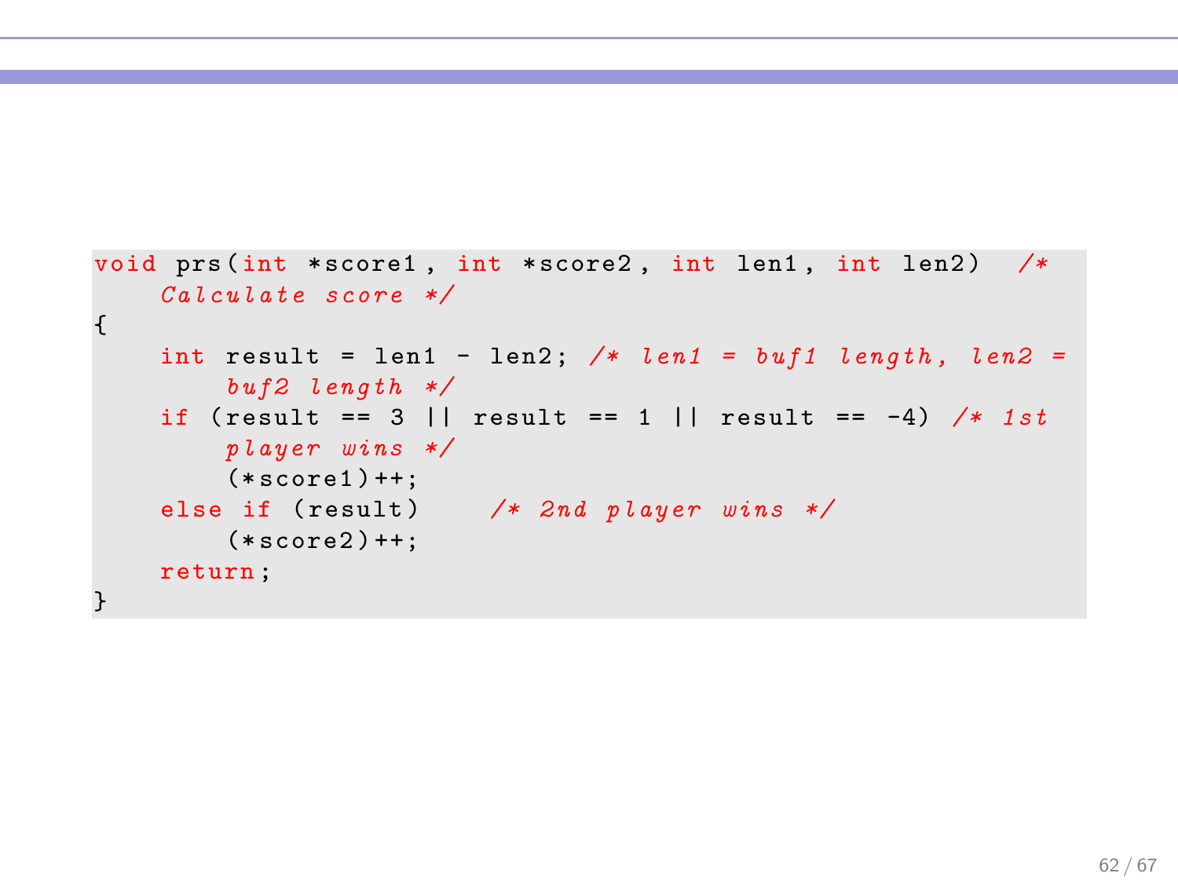```c
void prs(int *score1, int *score2, int len1, int len2)  /*
    Calculate score */
{
    int result = len1 - len2; /* len1 = buf1 length, len2 =
        buf2 length */
    if (result == 3 || result == 1 || result == -4) /* 1st
        player wins */
        (*score1)++;
    else if (result)    /* 2nd player wins */
        (*score2)++;
    return;
}
```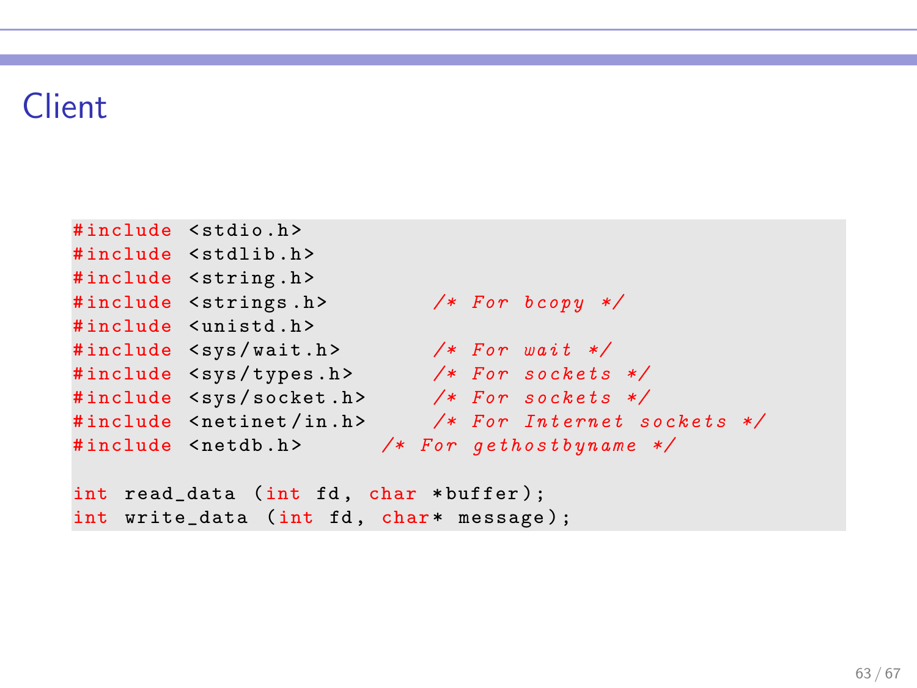# Client

```
#include <stdio.h>
#include <stdlib.h>
#include <string.h>
#include <strings.h>        /* For bcopy */
#include <unistd.h>
#include <sys/wait.h>       /* For wait */
#include <sys/types.h>      /* For sockets */
#include <sys/socket.h>     /* For sockets */
#include <netinet/in.h>     /* For Internet sockets */
#include <netdb.h>      /* For gethostbyname */

int read_data (int fd, char *buffer);
int write_data (int fd, char* message);
```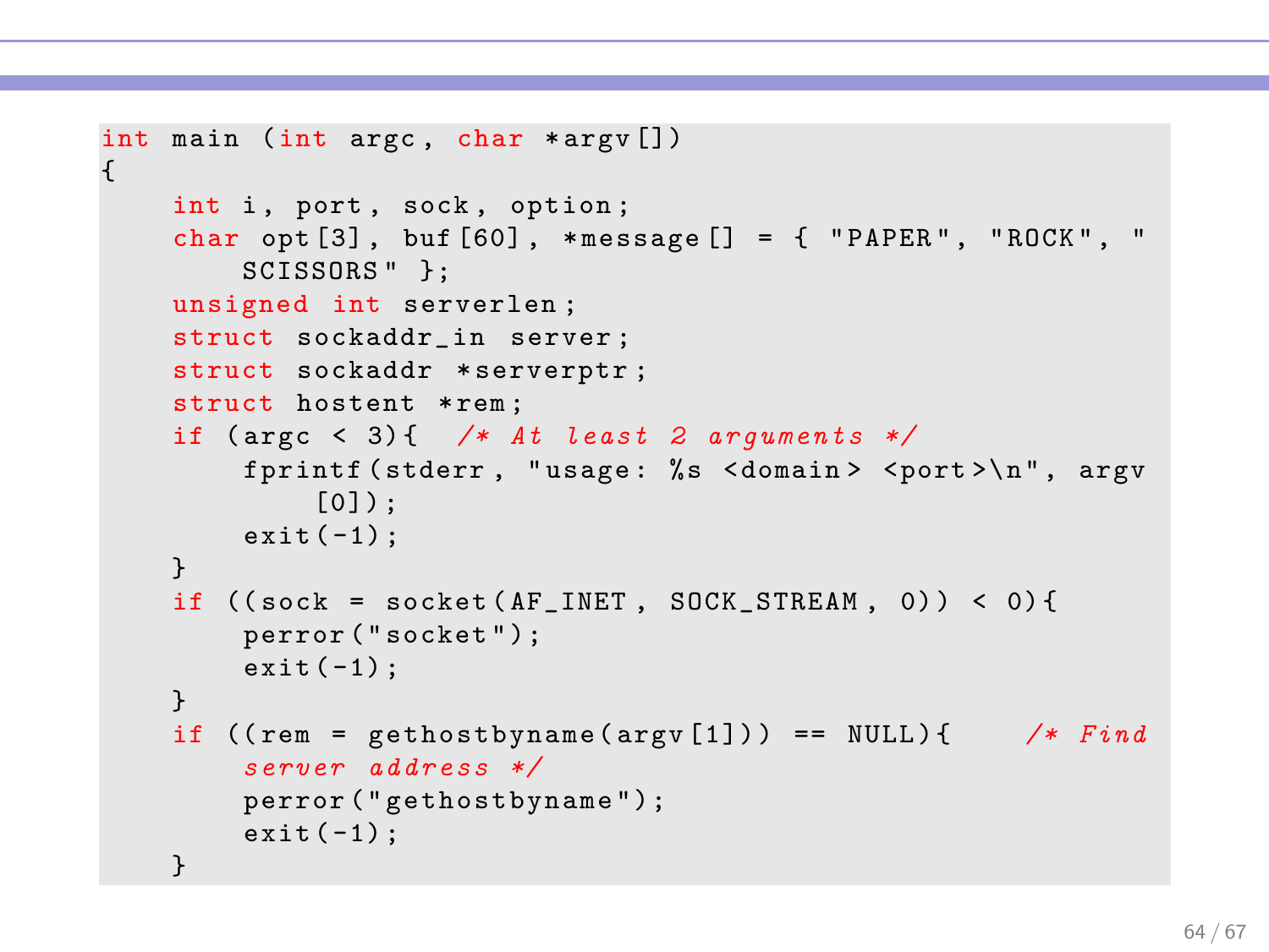```c
int main (int argc, char *argv[])
{
    int i, port, sock, option;
    char opt[3], buf[60], *message[] = { "PAPER", "ROCK", "
        SCISSORS" };
    unsigned int serverlen;
    struct sockaddr_in server;
    struct sockaddr *serverptr;
    struct hostent *rem;
    if (argc < 3){  /* At least 2 arguments */
        fprintf(stderr, "usage: %s <domain> <port>\n", argv
            [0]);
        exit(-1);
    }
    if ((sock = socket(AF_INET, SOCK_STREAM, 0)) < 0){
        perror("socket");
        exit(-1);
    }
    if ((rem = gethostbyname(argv[1])) == NULL){    /* Find
        server address */
        perror("gethostbyname");
        exit(-1);
    }
```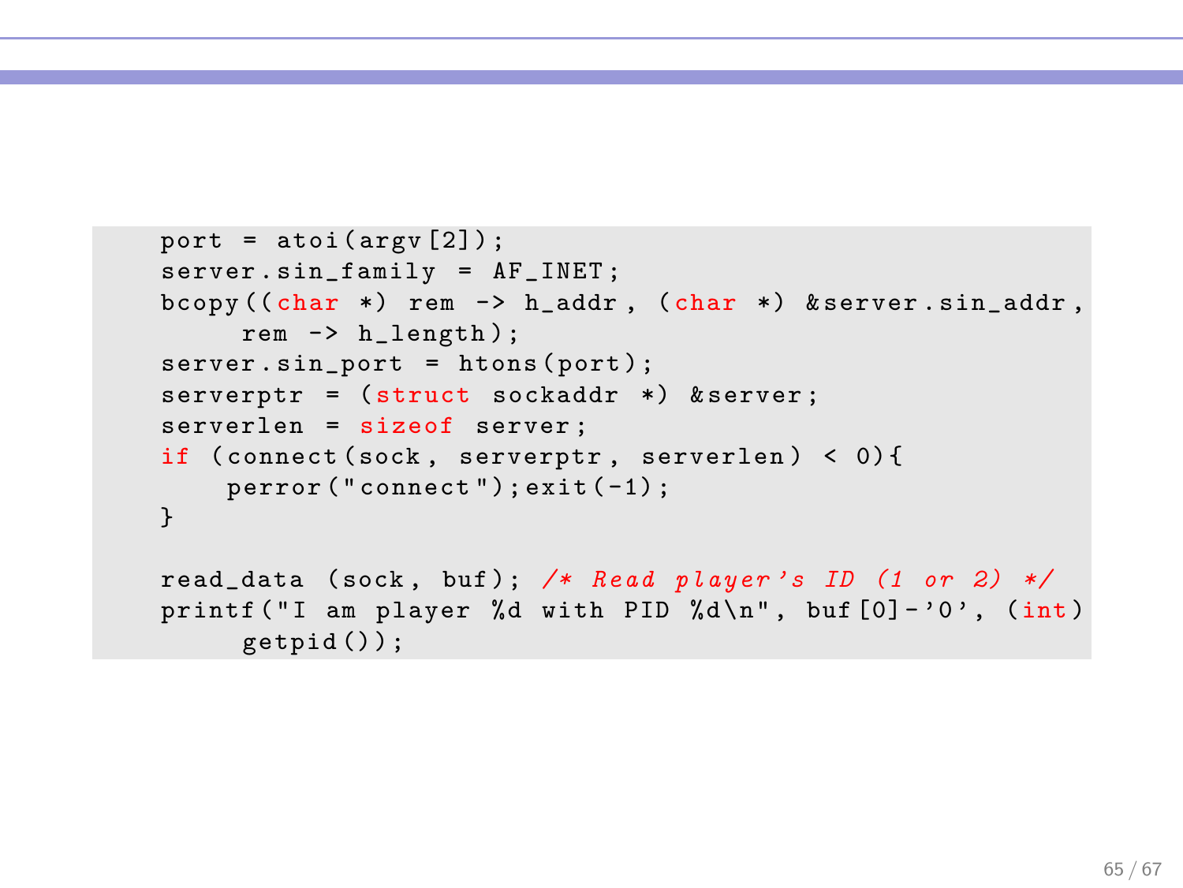```c
port = atoi(argv[2]);
server.sin_family = AF_INET;
bcopy((char *) rem -> h_addr, (char *) &server.sin_addr,
     rem -> h_length);
server.sin_port = htons(port);
serverptr = (struct sockaddr *) &server;
serverlen = sizeof server;
if (connect(sock, serverptr, serverlen) < 0){
    perror("connect");exit(-1);
}

read_data (sock, buf); /* Read player's ID (1 or 2) */
printf("I am player %d with PID %d\n", buf[0]-'0', (int)
     getpid());
```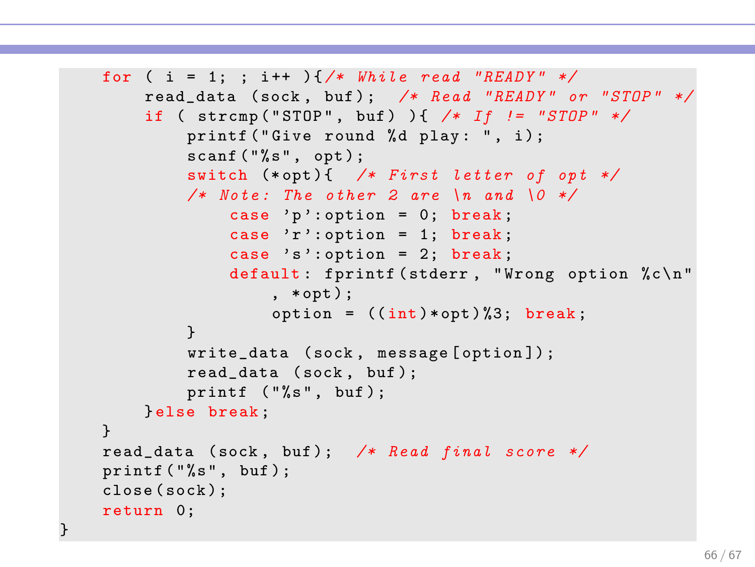```c
    for ( i = 1; ; i++ ){/* While read "READY" */
        read_data (sock, buf);  /* Read "READY" or "STOP" */
        if ( strcmp("STOP", buf) ){ /* If != "STOP" */
            printf("Give round %d play: ", i);
            scanf("%s", opt);
            switch (*opt){  /* First letter of opt */
            /* Note: The other 2 are \n and \0 */
                case 'p':option = 0; break;
                case 'r':option = 1; break;
                case 's':option = 2; break;
                default: fprintf(stderr, "Wrong option %c\n"
                    , *opt);
                    option = ((int)*opt)%3; break;
            }
            write_data (sock, message[option]);
            read_data (sock, buf);
            printf ("%s", buf);
        }else break;
    }
    read_data (sock, buf);  /* Read final score */
    printf("%s", buf);
    close(sock);
    return 0;
}
```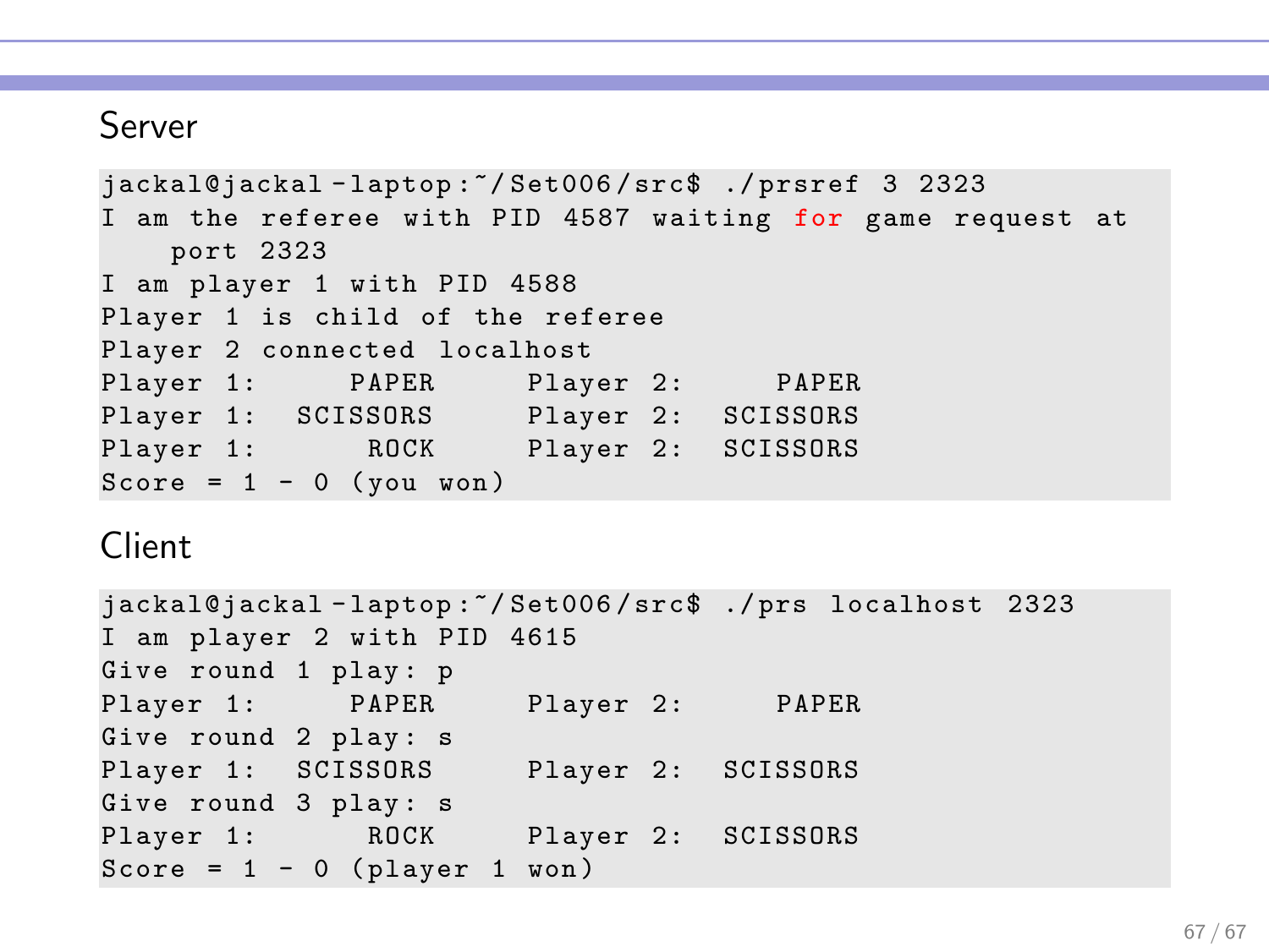Server

```
jackal@jackal-laptop:~/Set006/src$ ./prsref 3 2323
I am the referee with PID 4587 waiting for game request at
    port 2323
I am player 1 with PID 4588
Player 1 is child of the referee
Player 2 connected localhost
Player 1:     PAPER     Player 2:     PAPER
Player 1:  SCISSORS     Player 2:  SCISSORS
Player 1:      ROCK     Player 2:  SCISSORS
Score = 1 - 0 (you won)
```

Client

```
jackal@jackal-laptop:~/Set006/src$ ./prs localhost 2323
I am player 2 with PID 4615
Give round 1 play: p
Player 1:     PAPER     Player 2:     PAPER
Give round 2 play: s
Player 1:  SCISSORS     Player 2:  SCISSORS
Give round 3 play: s
Player 1:      ROCK     Player 2:  SCISSORS
Score = 1 - 0 (player 1 won)
```